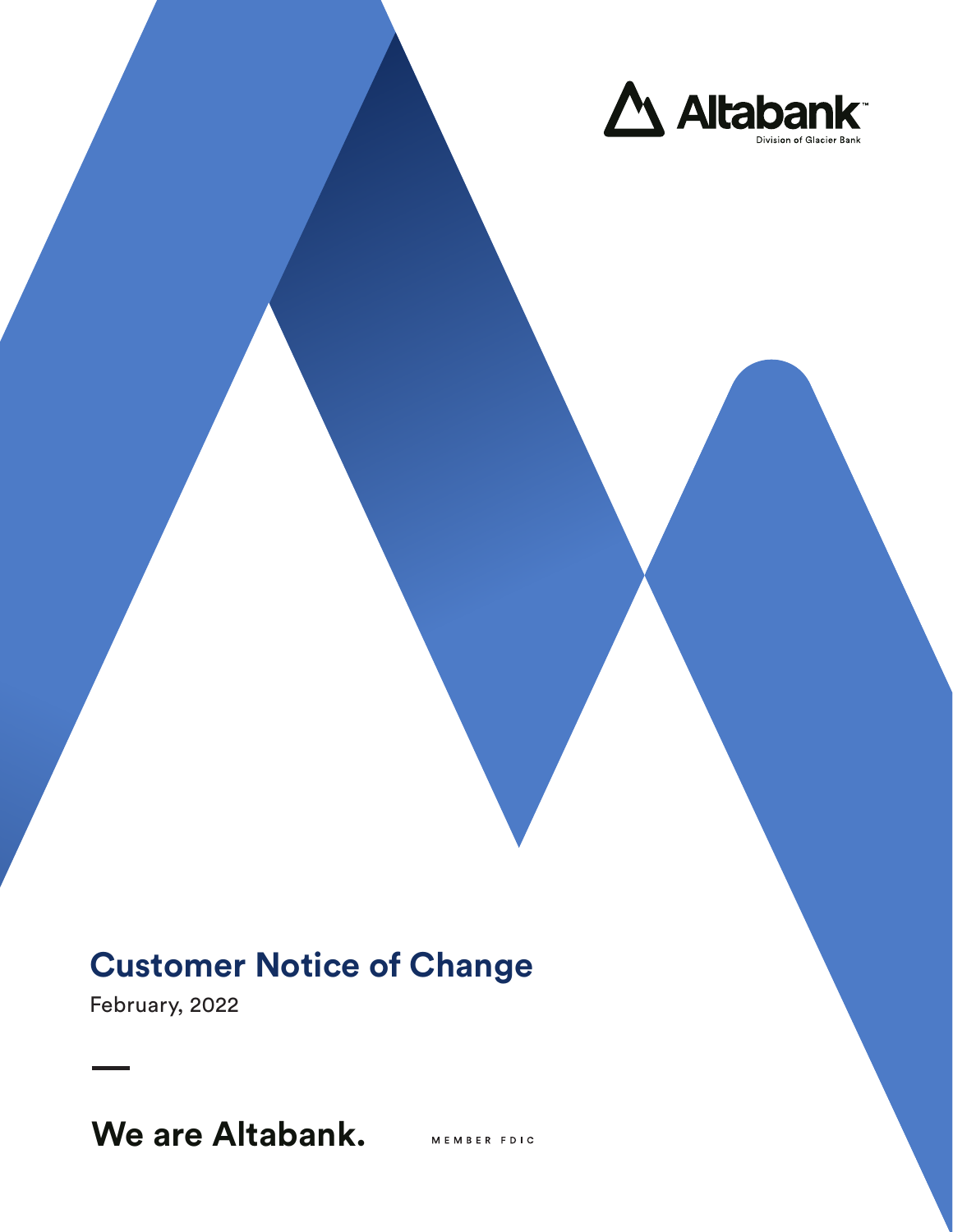Altabank

Division of Glacier Bank

# Customer Notice of Change

February, 2022

**We are Altabank.**

MEMBER FDIC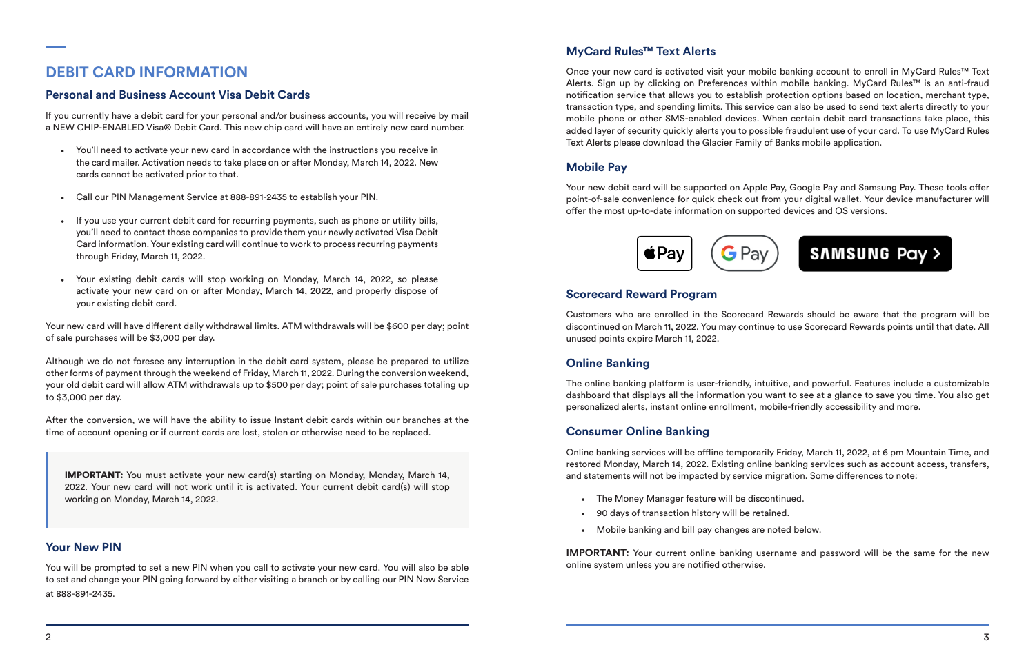# DEBIT CARD INFORMATION

## Personal and Business Account Visa Debit Cards

If you currently have a debit card for your personal and/or business accounts, you will receive by mail a NEW CHIP-ENABLED Visa® Debit Card. This new chip card will have an entirely new card number.

- You'll need to activate your new card in accordance with the instructions you receive in the card mailer. Activation needs to take place on or after Monday, March 14, 2022. New cards cannot be activated prior to that.
- Call our PIN Management Service at 888-891-2435 to establish your PIN.
- If you use your current debit card for recurring payments, such as phone or utility bills, you'll need to contact those companies to provide them your newly activated Visa Debit Card information. Your existing card will continue to work to process recurring payments through Friday, March 11, 2022.
- Your existing debit cards will stop working on Monday, March 14, 2022, so please activate your new card on or after Monday, March 14, 2022, and properly dispose of your existing debit card.

Your new card will have different daily withdrawal limits. ATM withdrawals will be $600 per day; point of sale purchases will be $3,000 per day.

Although we do not foresee any interruption in the debit card system, please be prepared to utilize other forms of payment through the weekend of Friday, March 11, 2022. During the conversion weekend, your old debit card will allow ATM withdrawals up to $500 per day; point of sale purchases totaling up to $3,000 per day.

After the conversion, we will have the ability to issue Instant debit cards within our branches at the time of account opening or if current cards are lost, stolen or otherwise need to be replaced.

> **IMPORTANT:** You must activate your new card(s) starting on Monday, Monday, March 14, 2022. Your new card will not work until it is activated. Your current debit card(s) will stop working on Monday, March 14, 2022.

## Your New PIN

You will be prompted to set a new PIN when you call to activate your new card. You will also be able to set and change your PIN going forward by either visiting a branch or by calling our PIN Now Service at 888-891-2435.

## MyCard Rules™ Text Alerts

Once your new card is activated visit your mobile banking account to enroll in MyCard Rules™ Text Alerts. Sign up by clicking on Preferences within mobile banking. MyCard Rules™ is an anti-fraud notification service that allows you to establish protection options based on location, merchant type, transaction type, and spending limits. This service can also be used to send text alerts directly to your mobile phone or other SMS-enabled devices. When certain debit card transactions take place, this added layer of security quickly alerts you to possible fraudulent use of your card. To use MyCard Rules Text Alerts please download the Glacier Family of Banks mobile application.

## Mobile Pay

Your new debit card will be supported on Apple Pay, Google Pay and Samsung Pay. These tools offer point-of-sale convenience for quick check out from your digital wallet. Your device manufacturer will offer the most up-to-date information on supported devices and OS versions.

Pay G Pay SAMSUNG Pay >

## Scorecard Reward Program

Customers who are enrolled in the Scorecard Rewards should be aware that the program will be discontinued on March 11, 2022. You may continue to use Scorecard Rewards points until that date. All unused points expire March 11, 2022.

## Online Banking

The online banking platform is user-friendly, intuitive, and powerful. Features include a customizable dashboard that displays all the information you want to see at a glance to save you time. You also get personalized alerts, instant online enrollment, mobile-friendly accessibility and more.

## Consumer Online Banking

Online banking services will be offline temporarily Friday, March 11, 2022, at 6 pm Mountain Time, and restored Monday, March 14, 2022. Existing online banking services such as account access, transfers, and statements will not be impacted by service migration. Some differences to note:

- The Money Manager feature will be discontinued.
- 90 days of transaction history will be retained.
- Mobile banking and bill pay changes are noted below.

**IMPORTANT:** Your current online banking username and password will be the same for the new online system unless you are notified otherwise.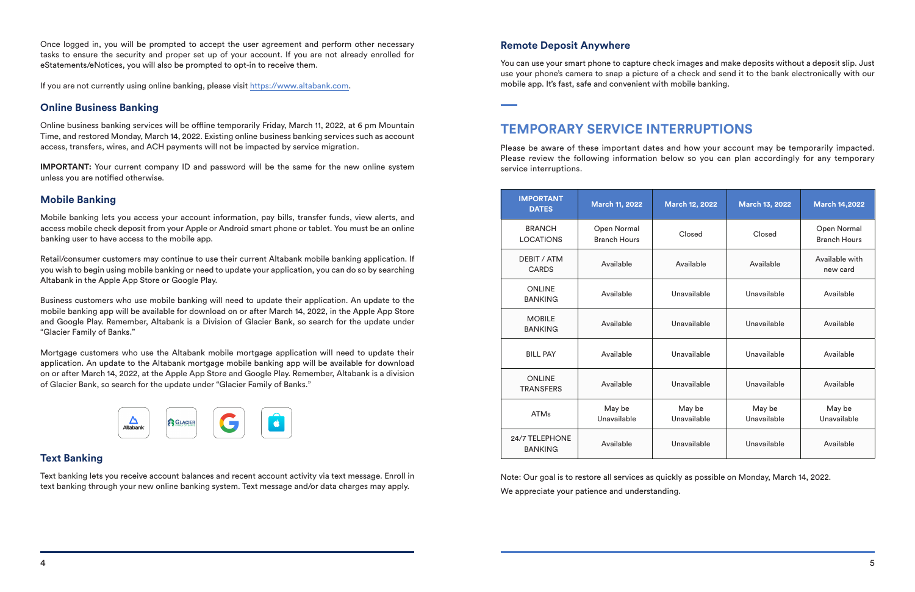Once logged in, you will be prompted to accept the user agreement and perform other necessary tasks to ensure the security and proper set up of your account. If you are not already enrolled for eStatements/eNotices, you will also be prompted to opt-in to receive them.

If you are not currently using online banking, please visit https://www.altabank.com.

## Online Business Banking

Online business banking services will be offline temporarily Friday, March 11, 2022, at 6 pm Mountain Time, and restored Monday, March 14, 2022. Existing online business banking services such as account access, transfers, wires, and ACH payments will not be impacted by service migration.

**IMPORTANT:** Your current company ID and password will be the same for the new online system unless you are notified otherwise.

## Mobile Banking

Mobile banking lets you access your account information, pay bills, transfer funds, view alerts, and access mobile check deposit from your Apple or Android smart phone or tablet. You must be an online banking user to have access to the mobile app.

Retail/consumer customers may continue to use their current Altabank mobile banking application. If you wish to begin using mobile banking or need to update your application, you can do so by searching Altabank in the Apple App Store or Google Play.

Business customers who use mobile banking will need to update their application. An update to the mobile banking app will be available for download on or after March 14, 2022, in the Apple App Store and Google Play. Remember, Altabank is a Division of Glacier Bank, so search for the update under "Glacier Family of Banks."

Mortgage customers who use the Altabank mobile mortgage application will need to update their application. An update to the Altabank mortgage mobile banking app will be available for download on or after March 14, 2022, at the Apple App Store and Google Play. Remember, Altabank is a division of Glacier Bank, so search for the update under "Glacier Family of Banks."

## Text Banking

Text banking lets you receive account balances and recent account activity via text message. Enroll in text banking through your new online banking system. Text message and/or data charges may apply.

## Remote Deposit Anywhere

You can use your smart phone to capture check images and make deposits without a deposit slip. Just use your phone's camera to snap a picture of a check and send it to the bank electronically with our mobile app. It's fast, safe and convenient with mobile banking.

# TEMPORARY SERVICE INTERRUPTIONS

Please be aware of these important dates and how your account may be temporarily impacted. Please review the following information below so you can plan accordingly for any temporary service interruptions.

| IMPORTANT DATES | March 11, 2022 | March 12, 2022 | March 13, 2022 | March 14,2022 |
|---|---|---|---|---|
| BRANCH LOCATIONS | Open Normal Branch Hours | Closed | Closed | Open Normal Branch Hours |
| DEBIT / ATM CARDS | Available | Available | Available | Available with new card |
| ONLINE BANKING | Available | Unavailable | Unavailable | Available |
| MOBILE BANKING | Available | Unavailable | Unavailable | Available |
| BILL PAY | Available | Unavailable | Unavailable | Available |
| ONLINE TRANSFERS | Available | Unavailable | Unavailable | Available |
| ATMs | May be Unavailable | May be Unavailable | May be Unavailable | May be Unavailable |
| 24/7 TELEPHONE BANKING | Available | Unavailable | Unavailable | Available |

Note: Our goal is to restore all services as quickly as possible on Monday, March 14, 2022.

We appreciate your patience and understanding.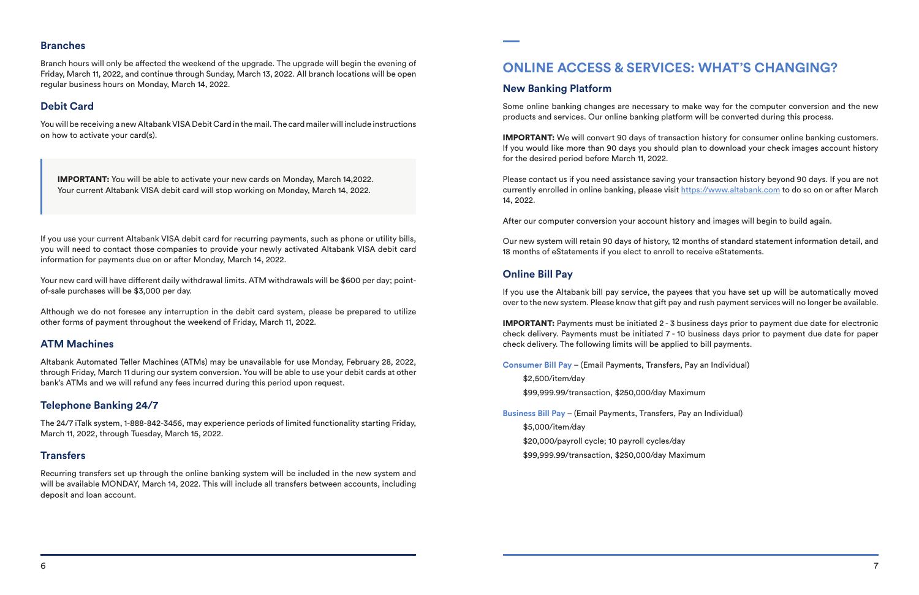## Branches

Branch hours will only be affected the weekend of the upgrade. The upgrade will begin the evening of Friday, March 11, 2022, and continue through Sunday, March 13, 2022. All branch locations will be open regular business hours on Monday, March 14, 2022.

## Debit Card

You will be receiving a new Altabank VISA Debit Card in the mail. The card mailer will include instructions on how to activate your card(s).

> **IMPORTANT:** You will be able to activate your new cards on Monday, March 14,2022. Your current Altabank VISA debit card will stop working on Monday, March 14, 2022.

If you use your current Altabank VISA debit card for recurring payments, such as phone or utility bills, you will need to contact those companies to provide your newly activated Altabank VISA debit card information for payments due on or after Monday, March 14, 2022.

Your new card will have different daily withdrawal limits. ATM withdrawals will be $600 per day; point-of-sale purchases will be $3,000 per day.

Although we do not foresee any interruption in the debit card system, please be prepared to utilize other forms of payment throughout the weekend of Friday, March 11, 2022.

## ATM Machines

Altabank Automated Teller Machines (ATMs) may be unavailable for use Monday, February 28, 2022, through Friday, March 11 during our system conversion. You will be able to use your debit cards at other bank's ATMs and we will refund any fees incurred during this period upon request.

## Telephone Banking 24/7

The 24/7 iTalk system, 1-888-842-3456, may experience periods of limited functionality starting Friday, March 11, 2022, through Tuesday, March 15, 2022.

## Transfers

Recurring transfers set up through the online banking system will be included in the new system and will be available MONDAY, March 14, 2022. This will include all transfers between accounts, including deposit and loan account.

# ONLINE ACCESS & SERVICES: WHAT'S CHANGING?

## New Banking Platform

Some online banking changes are necessary to make way for the computer conversion and the new products and services. Our online banking platform will be converted during this process.

**IMPORTANT:** We will convert 90 days of transaction history for consumer online banking customers. If you would like more than 90 days you should plan to download your check images account history for the desired period before March 11, 2022.

Please contact us if you need assistance saving your transaction history beyond 90 days. If you are not currently enrolled in online banking, please visit https://www.altabank.com to do so on or after March 14, 2022.

After our computer conversion your account history and images will begin to build again.

Our new system will retain 90 days of history, 12 months of standard statement information detail, and 18 months of eStatements if you elect to enroll to receive eStatements.

## Online Bill Pay

If you use the Altabank bill pay service, the payees that you have set up will be automatically moved over to the new system. Please know that gift pay and rush payment services will no longer be available.

**IMPORTANT:** Payments must be initiated 2 - 3 business days prior to payment due date for electronic check delivery. Payments must be initiated 7 - 10 business days prior to payment due date for paper check delivery. The following limits will be applied to bill payments.

**Consumer Bill Pay** – (Email Payments, Transfers, Pay an Individual)

- $2,500/item/day
- $99,999.99/transaction, $250,000/day Maximum

**Business Bill Pay** – (Email Payments, Transfers, Pay an Individual)

- $5,000/item/day
- $20,000/payroll cycle; 10 payroll cycles/day
- $99,999.99/transaction, $250,000/day Maximum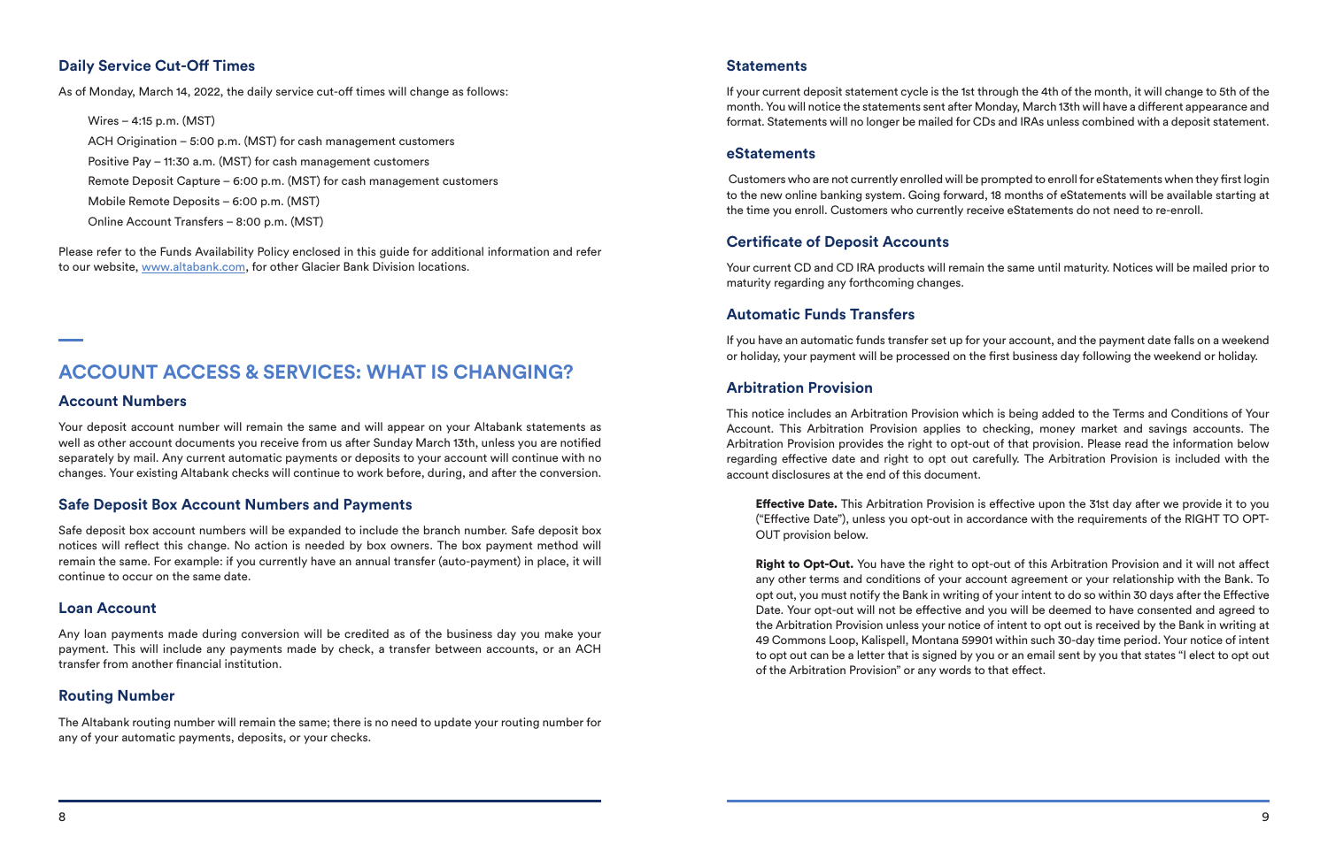### Daily Service Cut-Off Times

As of Monday, March 14, 2022, the daily service cut-off times will change as follows:

Wires – 4:15 p.m. (MST)

ACH Origination – 5:00 p.m. (MST) for cash management customers

Positive Pay – 11:30 a.m. (MST) for cash management customers

Remote Deposit Capture – 6:00 p.m. (MST) for cash management customers

Mobile Remote Deposits – 6:00 p.m. (MST)

Online Account Transfers – 8:00 p.m. (MST)

Please refer to the Funds Availability Policy enclosed in this guide for additional information and refer to our website, www.altabank.com, for other Glacier Bank Division locations.

## ACCOUNT ACCESS & SERVICES: WHAT IS CHANGING?

### Account Numbers

Your deposit account number will remain the same and will appear on your Altabank statements as well as other account documents you receive from us after Sunday March 13th, unless you are notified separately by mail. Any current automatic payments or deposits to your account will continue with no changes. Your existing Altabank checks will continue to work before, during, and after the conversion.

### Safe Deposit Box Account Numbers and Payments

Safe deposit box account numbers will be expanded to include the branch number. Safe deposit box notices will reflect this change. No action is needed by box owners. The box payment method will remain the same. For example: if you currently have an annual transfer (auto-payment) in place, it will continue to occur on the same date.

### Loan Account

Any loan payments made during conversion will be credited as of the business day you make your payment. This will include any payments made by check, a transfer between accounts, or an ACH transfer from another financial institution.

### Routing Number

The Altabank routing number will remain the same; there is no need to update your routing number for any of your automatic payments, deposits, or your checks.

### Statements

If your current deposit statement cycle is the 1st through the 4th of the month, it will change to 5th of the month. You will notice the statements sent after Monday, March 13th will have a different appearance and format. Statements will no longer be mailed for CDs and IRAs unless combined with a deposit statement.

### eStatements

Customers who are not currently enrolled will be prompted to enroll for eStatements when they first login to the new online banking system. Going forward, 18 months of eStatements will be available starting at the time you enroll. Customers who currently receive eStatements do not need to re-enroll.

### Certificate of Deposit Accounts

Your current CD and CD IRA products will remain the same until maturity. Notices will be mailed prior to maturity regarding any forthcoming changes.

### Automatic Funds Transfers

If you have an automatic funds transfer set up for your account, and the payment date falls on a weekend or holiday, your payment will be processed on the first business day following the weekend or holiday.

### Arbitration Provision

This notice includes an Arbitration Provision which is being added to the Terms and Conditions of Your Account. This Arbitration Provision applies to checking, money market and savings accounts. The Arbitration Provision provides the right to opt-out of that provision. Please read the information below regarding effective date and right to opt out carefully. The Arbitration Provision is included with the account disclosures at the end of this document.

**Effective Date.** This Arbitration Provision is effective upon the 31st day after we provide it to you ("Effective Date"), unless you opt-out in accordance with the requirements of the RIGHT TO OPT-OUT provision below.

**Right to Opt-Out.** You have the right to opt-out of this Arbitration Provision and it will not affect any other terms and conditions of your account agreement or your relationship with the Bank. To opt out, you must notify the Bank in writing of your intent to do so within 30 days after the Effective Date. Your opt-out will not be effective and you will be deemed to have consented and agreed to the Arbitration Provision unless your notice of intent to opt out is received by the Bank in writing at 49 Commons Loop, Kalispell, Montana 59901 within such 30-day time period. Your notice of intent to opt out can be a letter that is signed by you or an email sent by you that states "I elect to opt out of the Arbitration Provision" or any words to that effect.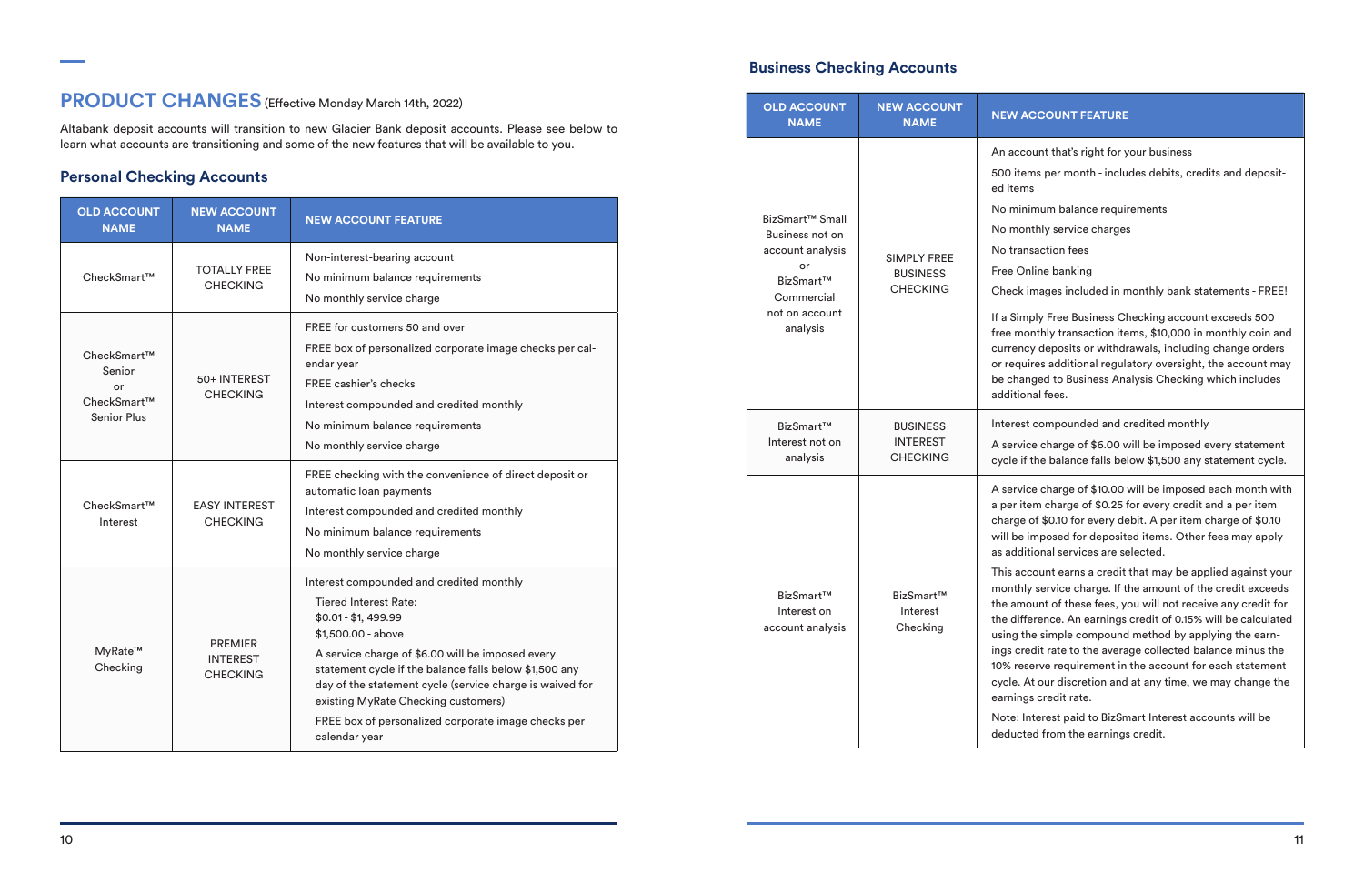# PRODUCT CHANGES (Effective Monday March 14th, 2022)

Altabank deposit accounts will transition to new Glacier Bank deposit accounts. Please see below to learn what accounts are transitioning and some of the new features that will be available to you.

## Personal Checking Accounts

| OLD ACCOUNT NAME | NEW ACCOUNT NAME | NEW ACCOUNT FEATURE |
|---|---|---|
| CheckSmart™ | TOTALLY FREE CHECKING | Non-interest-bearing account<br>No minimum balance requirements<br>No monthly service charge |
| CheckSmart™ Senior or CheckSmart™ Senior Plus | 50+ INTEREST CHECKING | FREE for customers 50 and over<br>FREE box of personalized corporate image checks per calendar year<br>FREE cashier's checks<br>Interest compounded and credited monthly<br>No minimum balance requirements<br>No monthly service charge |
| CheckSmart™ Interest | EASY INTEREST CHECKING | FREE checking with the convenience of direct deposit or automatic loan payments<br>Interest compounded and credited monthly<br>No minimum balance requirements<br>No monthly service charge |
| MyRate™ Checking | PREMIER INTEREST CHECKING | Interest compounded and credited monthly<br>Tiered Interest Rate:<br>$0.01 - $1, 499.99<br>$1,500.00 - above<br>A service charge of $6.00 will be imposed every statement cycle if the balance falls below $1,500 any day of the statement cycle (service charge is waived for existing MyRate Checking customers)<br>FREE box of personalized corporate image checks per calendar year |

## Business Checking Accounts

| OLD ACCOUNT NAME | NEW ACCOUNT NAME | NEW ACCOUNT FEATURE |
|---|---|---|
| BizSmart™ Small Business not on account analysis or BizSmart™ Commercial not on account analysis | SIMPLY FREE BUSINESS CHECKING | An account that's right for your business<br>500 items per month - includes debits, credits and deposited items<br>No minimum balance requirements<br>No monthly service charges<br>No transaction fees<br>Free Online banking<br>Check images included in monthly bank statements - FREE!<br>If a Simply Free Business Checking account exceeds 500 free monthly transaction items, $10,000 in monthly coin and currency deposits or withdrawals, including change orders or requires additional regulatory oversight, the account may be changed to Business Analysis Checking which includes additional fees. |
| BizSmart™ Interest not on analysis | BUSINESS INTEREST CHECKING | Interest compounded and credited monthly<br>A service charge of $6.00 will be imposed every statement cycle if the balance falls below $1,500 any statement cycle. |
| BizSmart™ Interest on account analysis | BizSmart™ Interest Checking | A service charge of $10.00 will be imposed each month with a per item charge of $0.25 for every credit and a per item charge of $0.10 for every debit. A per item charge of $0.10 will be imposed for deposited items. Other fees may apply as additional services are selected.<br>This account earns a credit that may be applied against your monthly service charge. If the amount of the credit exceeds the amount of these fees, you will not receive any credit for the difference. An earnings credit of 0.15% will be calculated using the simple compound method by applying the earnings credit rate to the average collected balance minus the 10% reserve requirement in the account for each statement cycle. At our discretion and at any time, we may change the earnings credit rate.<br>Note: Interest paid to BizSmart Interest accounts will be deducted from the earnings credit. |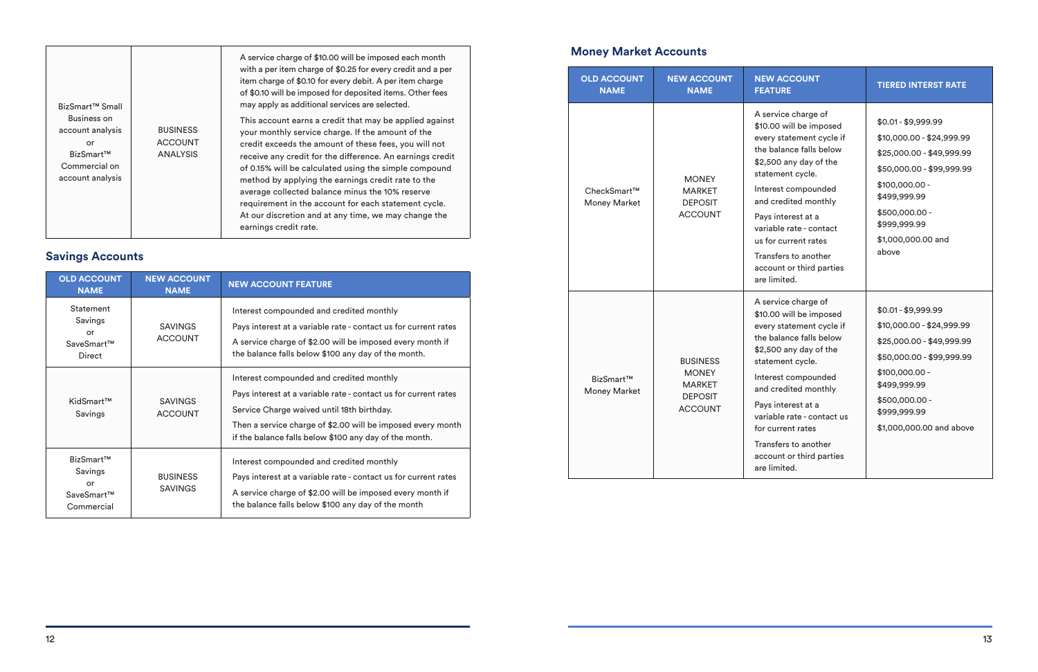| | | |
|---|---|---|
| BizSmart™ Small Business on account analysis or BizSmart™ Commercial on account analysis | BUSINESS ACCOUNT ANALYSIS | A service charge of $10.00 will be imposed each month with a per item charge of $0.25 for every credit and a per item charge of $0.10 for every debit. A per item charge of $0.10 will be imposed for deposited items. Other fees may apply as additional services are selected.<br><br>This account earns a credit that may be applied against your monthly service charge. If the amount of the credit exceeds the amount of these fees, you will not receive any credit for the difference. An earnings credit of 0.15% will be calculated using the simple compound method by applying the earnings credit rate to the average collected balance minus the 10% reserve requirement in the account for each statement cycle. At our discretion and at any time, we may change the earnings credit rate. |

## Savings Accounts

| OLD ACCOUNT NAME | NEW ACCOUNT NAME | NEW ACCOUNT FEATURE |
|---|---|---|
| Statement Savings or SaveSmart™ Direct | SAVINGS ACCOUNT | Interest compounded and credited monthly<br><br>Pays interest at a variable rate - contact us for current rates<br><br>A service charge of $2.00 will be imposed every month if the balance falls below $100 any day of the month. |
| KidSmart™ Savings | SAVINGS ACCOUNT | Interest compounded and credited monthly<br><br>Pays interest at a variable rate - contact us for current rates<br><br>Service Charge waived until 18th birthday.<br><br>Then a service charge of $2.00 will be imposed every month if the balance falls below $100 any day of the month. |
| BizSmart™ Savings or SaveSmart™ Commercial | BUSINESS SAVINGS | Interest compounded and credited monthly<br><br>Pays interest at a variable rate - contact us for current rates<br><br>A service charge of $2.00 will be imposed every month if the balance falls below $100 any day of the month |

## Money Market Accounts

| OLD ACCOUNT NAME | NEW ACCOUNT NAME | NEW ACCOUNT FEATURE | TIERED INTERST RATE |
|---|---|---|---|
| CheckSmart™ Money Market | MONEY MARKET DEPOSIT ACCOUNT | A service charge of $10.00 will be imposed every statement cycle if the balance falls below $2,500 any day of the statement cycle.<br><br>Interest compounded and credited monthly<br><br>Pays interest at a variable rate - contact us for current rates<br><br>Transfers to another account or third parties are limited. | $0.01 - $9,999.99<br>$10,000.00 - $24,999.99<br>$25,000.00 - $49,999.99<br>$50,000.00 - $99,999.99<br>$100,000.00 - $499,999.99<br>$500,000.00 - $999,999.99<br>$1,000,000.00 and above |
| BizSmart™ Money Market | BUSINESS MONEY MARKET DEPOSIT ACCOUNT | A service charge of $10.00 will be imposed every statement cycle if the balance falls below $2,500 any day of the statement cycle.<br><br>Interest compounded and credited monthly<br><br>Pays interest at a variable rate - contact us for current rates<br><br>Transfers to another account or third parties are limited. | $0.01 - $9,999.99<br>$10,000.00 - $24,999.99<br>$25,000.00 - $49,999.99<br>$50,000.00 - $99,999.99<br>$100,000.00 - $499,999.99<br>$500,000.00 - $999,999.99<br>$1,000,000.00 and above |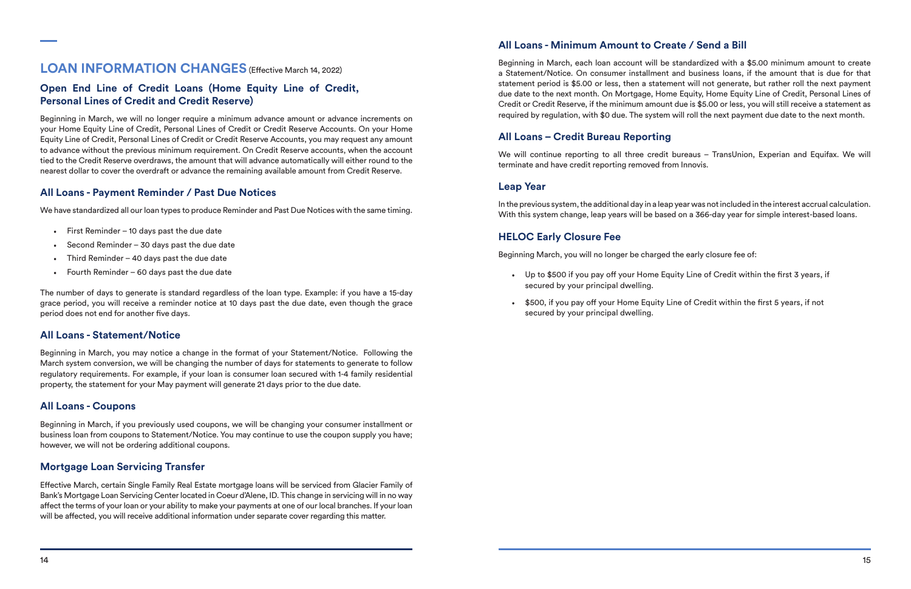# LOAN INFORMATION CHANGES (Effective March 14, 2022)

## Open End Line of Credit Loans (Home Equity Line of Credit, Personal Lines of Credit and Credit Reserve)

Beginning in March, we will no longer require a minimum advance amount or advance increments on your Home Equity Line of Credit, Personal Lines of Credit or Credit Reserve Accounts. On your Home Equity Line of Credit, Personal Lines of Credit or Credit Reserve Accounts, you may request any amount to advance without the previous minimum requirement. On Credit Reserve accounts, when the account tied to the Credit Reserve overdraws, the amount that will advance automatically will either round to the nearest dollar to cover the overdraft or advance the remaining available amount from Credit Reserve.

## All Loans - Payment Reminder / Past Due Notices

We have standardized all our loan types to produce Reminder and Past Due Notices with the same timing.

- First Reminder – 10 days past the due date
- Second Reminder – 30 days past the due date
- Third Reminder – 40 days past the due date
- Fourth Reminder – 60 days past the due date

The number of days to generate is standard regardless of the loan type. Example: if you have a 15-day grace period, you will receive a reminder notice at 10 days past the due date, even though the grace period does not end for another five days.

## All Loans - Statement/Notice

Beginning in March, you may notice a change in the format of your Statement/Notice. Following the March system conversion, we will be changing the number of days for statements to generate to follow regulatory requirements. For example, if your loan is consumer loan secured with 1-4 family residential property, the statement for your May payment will generate 21 days prior to the due date.

## All Loans - Coupons

Beginning in March, if you previously used coupons, we will be changing your consumer installment or business loan from coupons to Statement/Notice. You may continue to use the coupon supply you have; however, we will not be ordering additional coupons.

## Mortgage Loan Servicing Transfer

Effective March, certain Single Family Real Estate mortgage loans will be serviced from Glacier Family of Bank's Mortgage Loan Servicing Center located in Coeur d'Alene, ID. This change in servicing will in no way affect the terms of your loan or your ability to make your payments at one of our local branches. If your loan will be affected, you will receive additional information under separate cover regarding this matter.

## All Loans - Minimum Amount to Create / Send a Bill

Beginning in March, each loan account will be standardized with a $5.00 minimum amount to create a Statement/Notice. On consumer installment and business loans, if the amount that is due for that statement period is $5.00 or less, then a statement will not generate, but rather roll the next payment due date to the next month. On Mortgage, Home Equity, Home Equity Line of Credit, Personal Lines of Credit or Credit Reserve, if the minimum amount due is $5.00 or less, you will still receive a statement as required by regulation, with $0 due. The system will roll the next payment due date to the next month.

## All Loans – Credit Bureau Reporting

We will continue reporting to all three credit bureaus – TransUnion, Experian and Equifax. We will terminate and have credit reporting removed from Innovis.

## Leap Year

In the previous system, the additional day in a leap year was not included in the interest accrual calculation. With this system change, leap years will be based on a 366-day year for simple interest-based loans.

## HELOC Early Closure Fee

Beginning March, you will no longer be charged the early closure fee of:

- Up to $500 if you pay off your Home Equity Line of Credit within the first 3 years, if secured by your principal dwelling.
- $500, if you pay off your Home Equity Line of Credit within the first 5 years, if not secured by your principal dwelling.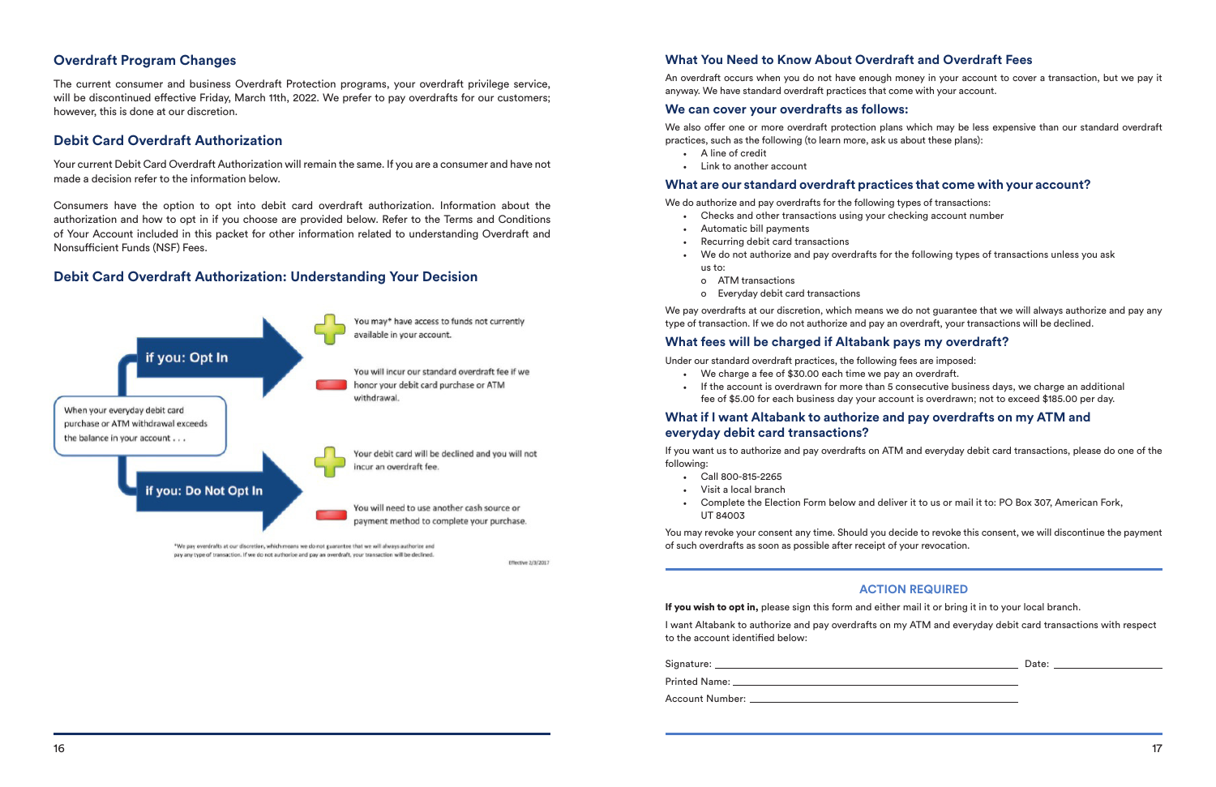## Overdraft Program Changes

The current consumer and business Overdraft Protection programs, your overdraft privilege service, will be discontinued effective Friday, March 11th, 2022. We prefer to pay overdrafts for our customers; however, this is done at our discretion.

## Debit Card Overdraft Authorization

Your current Debit Card Overdraft Authorization will remain the same. If you are a consumer and have not made a decision refer to the information below.

Consumers have the option to opt into debit card overdraft authorization. Information about the authorization and how to opt in if you choose are provided below. Refer to the Terms and Conditions of Your Account included in this packet for other information related to understanding Overdraft and Nonsufficient Funds (NSF) Fees.

## Debit Card Overdraft Authorization: Understanding Your Decision

When your everyday debit card purchase or ATM withdrawal exceeds the balance in your account . . .

**if you: Opt In**

- You may* have access to funds not currently available in your account.
- You will incur our standard overdraft fee if we honor your debit card purchase or ATM withdrawal.

**if you: Do Not Opt In**

- Your debit card will be declined and you will not incur an overdraft fee.
- You will need to use another cash source or payment method to complete your purchase.

*We pay overdrafts at our discretion, which means we do not guarantee that we will always authorize and pay any type of transaction. If we do not authorize and pay an overdraft, your transaction will be declined.

Effective 2/3/2017

## What You Need to Know About Overdraft and Overdraft Fees

An overdraft occurs when you do not have enough money in your account to cover a transaction, but we pay it anyway. We have standard overdraft practices that come with your account.

### We can cover your overdrafts as follows:

We also offer one or more overdraft protection plans which may be less expensive than our standard overdraft practices, such as the following (to learn more, ask us about these plans):

- A line of credit
- Link to another account

### What are our standard overdraft practices that come with your account?

We do authorize and pay overdrafts for the following types of transactions:

- Checks and other transactions using your checking account number
- Automatic bill payments
- Recurring debit card transactions
- We do not authorize and pay overdrafts for the following types of transactions unless you ask us to:
  - ATM transactions
  - Everyday debit card transactions

We pay overdrafts at our discretion, which means we do not guarantee that we will always authorize and pay any type of transaction. If we do not authorize and pay an overdraft, your transactions will be declined.

### What fees will be charged if Altabank pays my overdraft?

Under our standard overdraft practices, the following fees are imposed:

- We charge a fee of $30.00 each time we pay an overdraft.
- If the account is overdrawn for more than 5 consecutive business days, we charge an additional fee of $5.00 for each business day your account is overdrawn; not to exceed $185.00 per day.

### What if I want Altabank to authorize and pay overdrafts on my ATM and everyday debit card transactions?

If you want us to authorize and pay overdrafts on ATM and everyday debit card transactions, please do one of the following:

- Call 800-815-2265
- Visit a local branch
- Complete the Election Form below and deliver it to us or mail it to: PO Box 307, American Fork, UT 84003

You may revoke your consent any time. Should you decide to revoke this consent, we will discontinue the payment of such overdrafts as soon as possible after receipt of your revocation.

---

### ACTION REQUIRED

**If you wish to opt in,** please sign this form and either mail it or bring it in to your local branch.

I want Altabank to authorize and pay overdrafts on my ATM and everyday debit card transactions with respect to the account identified below:

Signature: ______________________ Date: ______________

Printed Name: ______________________

Account Number: ______________________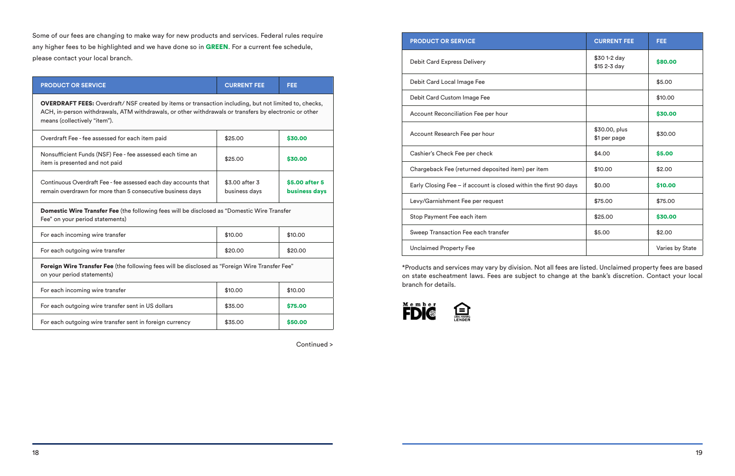Some of our fees are changing to make way for new products and services. Federal rules require any higher fees to be highlighted and we have done so in **GREEN**. For a current fee schedule, please contact your local branch.

| PRODUCT OR SERVICE | CURRENT FEE | FEE |
| --- | --- | --- |
| **OVERDRAFT FEES:** Overdraft/ NSF created by items or transaction including, but not limited to, checks, ACH, in-person withdrawals, ATM withdrawals, or other withdrawals or transfers by electronic or other means (collectively "item"). | | |
| Overdraft Fee - fee assessed for each item paid | $25.00 | **$30.00** |
| Nonsufficient Funds (NSF) Fee - fee assessed each time an item is presented and not paid | $25.00 | **$30.00** |
| Continuous Overdraft Fee - fee assessed each day accounts that remain overdrawn for more than 5 consecutive business days | $3.00 after 3 business days | **$5.00 after 5 business days** |
| **Domestic Wire Transfer Fee** (the following fees will be disclosed as "Domestic Wire Transfer Fee" on your period statements) | | |
| For each incoming wire transfer | $10.00 | $10.00 |
| For each outgoing wire transfer | $20.00 | $20.00 |
| **Foreign Wire Transfer Fee** (the following fees will be disclosed as "Foreign Wire Transfer Fee" on your period statements) | | |
| For each incoming wire transfer | $10.00 | $10.00 |
| For each outgoing wire transfer sent in US dollars | $35.00 | **$75.00** |
| For each outgoing wire transfer sent in foreign currency | $35.00 | **$50.00** |

Continued >

| PRODUCT OR SERVICE | CURRENT FEE | FEE |
| --- | --- | --- |
| Debit Card Express Delivery | $30 1-2 day<br>$15 2-3 day | **$80.00** |
| Debit Card Local Image Fee | | $5.00 |
| Debit Card Custom Image Fee | | $10.00 |
| Account Reconciliation Fee per hour | | **$30.00** |
| Account Research Fee per hour | $30.00, plus $1 per page | $30.00 |
| Cashier's Check Fee per check | $4.00 | **$5.00** |
| Chargeback Fee (returned deposited item) per item | $10.00 | $2.00 |
| Early Closing Fee – if account is closed within the first 90 days | $0.00 | **$10.00** |
| Levy/Garnishment Fee per request | $75.00 | $75.00 |
| Stop Payment Fee each item | $25.00 | **$30.00** |
| Sweep Transaction Fee each transfer | $5.00 | $2.00 |
| Unclaimed Property Fee | | Varies by State |

*Products and services may vary by division. Not all fees are listed. Unclaimed property fees are based on state escheatment laws. Fees are subject to change at the bank's discretion. Contact your local branch for details.

Member FDIC

EQUAL HOUSING LENDER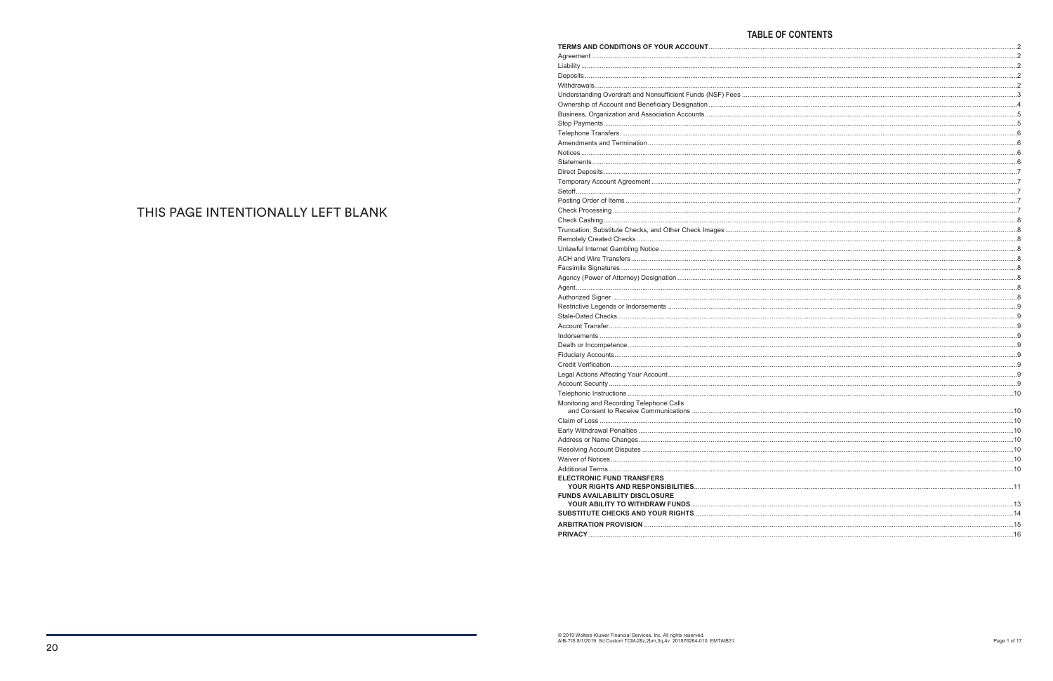THIS PAGE INTENTIONALLY LEFT BLANK

## TABLE OF CONTENTS

| | |
|---|---|
| **TERMS AND CONDITIONS OF YOUR ACCOUNT** | 2 |
| Agreement | 2 |
| Liability | 2 |
| Deposits | 2 |
| Withdrawals | 2 |
| Understanding Overdraft and Nonsufficient Funds (NSF) Fees | 3 |
| Ownership of Account and Beneficiary Designation | 4 |
| Business, Organization and Association Accounts | 5 |
| Stop Payments | 5 |
| Telephone Transfers | 6 |
| Amendments and Termination | 6 |
| Notices | 6 |
| Statements | 6 |
| Direct Deposits | 7 |
| Temporary Account Agreement | 7 |
| Setoff | 7 |
| Posting Order of Items | 7 |
| Check Processing | 7 |
| Check Cashing | 8 |
| Truncation, Substitute Checks, and Other Check Images | 8 |
| Remotely Created Checks | 8 |
| Unlawful Internet Gambling Notice | 8 |
| ACH and Wire Transfers | 8 |
| Facsimile Signatures | 8 |
| Agency (Power of Attorney) Designation | 8 |
| Agent | 8 |
| Authorized Signer | 8 |
| Restrictive Legends or Indorsements | 9 |
| Stale-Dated Checks | 9 |
| Account Transfer | 9 |
| Indorsements | 9 |
| Death or Incompetence | 9 |
| Fiduciary Accounts | 9 |
| Credit Verification | 9 |
| Legal Actions Affecting Your Account | 9 |
| Account Security | 9 |
| Telephonic Instructions | 10 |
| Monitoring and Recording Telephone Calls and Consent to Receive Communications | 10 |
| Claim of Loss | 10 |
| Early Withdrawal Penalties | 10 |
| Address or Name Changes | 10 |
| Resolving Account Disputes | 10 |
| Waiver of Notices | 10 |
| Additional Terms | 10 |
| **ELECTRONIC FUND TRANSFERS YOUR RIGHTS AND RESPONSIBILITIES** | 11 |
| **FUNDS AVAILABILITY DISCLOSURE YOUR ABILITY TO WITHDRAW FUNDS** | 13 |
| **SUBSTITUTE CHECKS AND YOUR RIGHTS** | 14 |
| **ARBITRATION PROVISION** | 15 |
| **PRIVACY** | 16 |

© 2019 Wolters Kluwer Financial Services, Inc. All rights reserved.
AIB-TIS 8/1/2019 8d Custom TCM-28z,2bm,3q,4v 201876264-010 EMTAIB31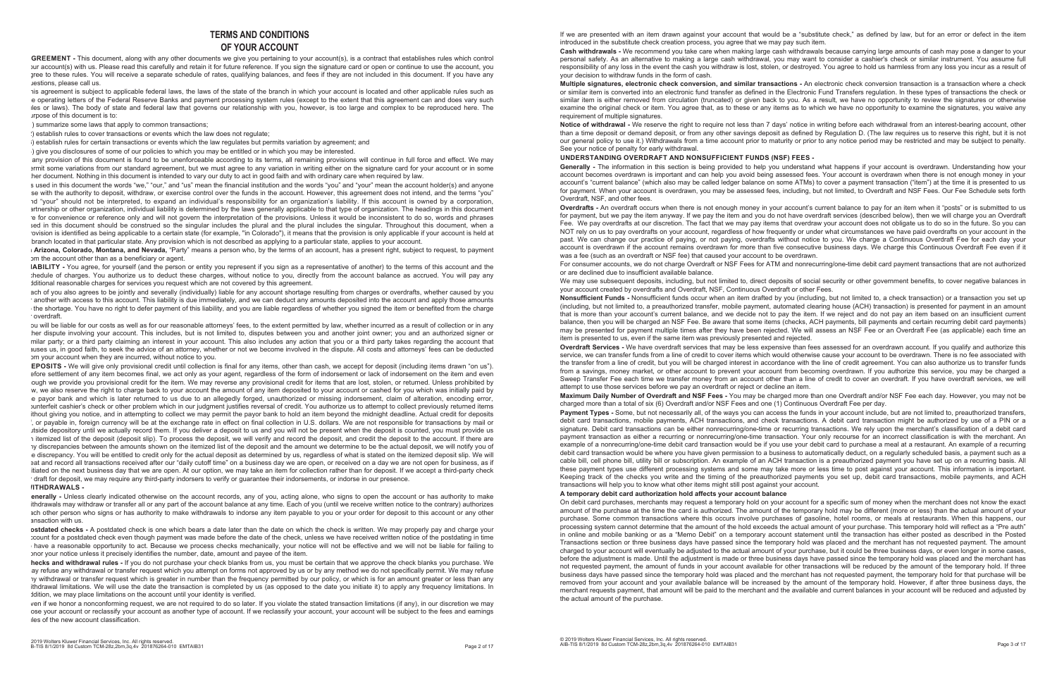# TERMS AND CONDITIONS OF YOUR ACCOUNT

**AGREEMENT -** This document, along with any other documents we give you pertaining to your account(s), is a contract that establishes rules which control your account(s) with us. Please read this carefully and retain it for future reference. If you sign the signature card or open or continue to use the account, you agree to these rules. You will receive a separate schedule of rates, qualifying balances, and fees if they are not included in this document. If you have any questions, please call us.

This agreement is subject to applicable federal laws, the laws of the state of the branch in which your account is located and other applicable rules such as the operating letters of the Federal Reserve Banks and payment processing system rules (except to the extent that this agreement can and does vary such rules or laws). The body of state and federal law that governs our relationship with you, however, is too large and complex to be reproduced here. The purpose of this document is to:

(1) summarize some laws that apply to common transactions;

(2) establish rules to cover transactions or events which the law does not regulate;

(3) establish rules for certain transactions or events which the law regulates but permits variation by agreement; and

(4) give you disclosures of some of our policies to which you may be entitled or in which you may be interested.

If any provision of this document is found to be unenforceable according to its terms, all remaining provisions will continue in full force and effect. We may permit some variations from our standard agreement, but we must agree to any variation in writing either on the signature card for your account or in some other document. Nothing in this document is intended to vary our duty to act in good faith and with ordinary care when required by law.

As used in this document the words "we," "our," and "us" mean the financial institution and the words "you" and "your" mean the account holder(s) and anyone else with the authority to deposit, withdraw, or exercise control over the funds in the account. However, this agreement does not intend, and the terms "you" and "your" should not be interpreted, to expand an individual's responsibility for an organization's liability. If this account is owned by a corporation, partnership or other organization, individual liability is determined by the laws generally applicable to that type of organization. The headings in this document are for convenience or reference only and will not govern the interpretation of the provisions. Unless it would be inconsistent to do so, words and phrases used in this document should be construed so the singular includes the plural and the plural includes the singular. Throughout this document, when a provision is identified as being applicable to a certain state (for example, "in Colorado"), it means that the provision is only applicable if your account is held at a branch located in that particular state. Any provision which is not described as applying to a particular state, applies to your account.

In **Arizona, Colorado, Montana, and Nevada,** "Party" means a person who, by the terms of an account, has a present right, subject to request, to payment from the account other than as a beneficiary or agent.

**LIABILITY -** You agree, for yourself (and the person or entity you represent if you sign as a representative of another) to the terms of this account and the schedule of charges. You authorize us to deduct these charges, without notice to you, directly from the account balance as accrued. You will pay any additional reasonable charges for services you request which are not covered by this agreement.

Each of you also agrees to be jointly and severally (individually) liable for any account shortage resulting from charges or overdrafts, whether caused by you or another with access to this account. This liability is due immediately, and we can deduct any amounts deposited into the account and apply those amounts to the shortage. You have no right to defer payment of this liability, and you are liable regardless of whether you signed the item or benefited from the charge or overdraft.

You will be liable for our costs as well as for our reasonable attorneys' fees, to the extent permitted by law, whether incurred as a result of collection or in any other dispute involving your account. This includes, but is not limited to, disputes between you and another joint owner; you and an authorized signer or similar party; or a third party claiming an interest in your account. This also includes any action that you or a third party takes regarding the account that causes us, in good faith, to seek the advice of an attorney, whether or not we become involved in the dispute. All costs and attorneys' fees can be deducted from your account when they are incurred, without notice to you.

**DEPOSITS -** We will give only provisional credit until collection is final for any items, other than cash, we accept for deposit (including items drawn "on us"). Before settlement of any item becomes final, we act only as your agent, regardless of the form of indorsement or lack of indorsement on the item and even though we provide you provisional credit for the item. We may reverse any provisional credit for items that are lost, stolen, or returned. Unless prohibited by law, we also reserve the right to charge back to your account the amount of any item deposited to your account or cashed for you which was initially paid by the payor bank and which is later returned to us due to an allegedly forged, unauthorized or missing indorsement, claim of alteration, encoding error, counterfeit cashier's check or other problem which in our judgment justifies reversal of credit. You authorize us to attempt to collect previously returned items without giving you notice, and in attempting to collect we may permit the payor bank to hold an item beyond the midnight deadline. Actual credit for deposits of, or payable in, foreign currency will be at the exchange rate in effect on final collection in U.S. dollars. We are not responsible for transactions by mail or outside depository until we actually record them. If you deliver a deposit to us and you will not be present when the deposit is counted, you must provide us an itemized list of the deposit (deposit slip). To process the deposit, we will verify and record the deposit, and credit the deposit to the account. If there are any discrepancies between the amounts shown on the itemized list of the deposit and the amount we determine to be the actual deposit, we will notify you of the discrepancy. You will be entitled to credit only for the actual deposit as determined by us, regardless of what is stated on the itemized deposit slip. We will treat and record all transactions received after our "daily cutoff time" on a business day we are open, or received on a day we are not open for business, as if initiated on the next business day that we are open. At our option, we may take an item for collection rather than for deposit. If we accept a third-party check or draft for deposit, we may require any third-party indorsers to verify or guarantee their indorsements, or indorse in our presence.

**WITHDRAWALS -**

**Generally -** Unless clearly indicated otherwise on the account records, any of you, acting alone, who signs to open the account or has authority to make withdrawals may withdraw or transfer all or any part of the account balance at any time. Each of you (until we receive written notice to the contrary) authorizes each other person who signs or has authority to make withdrawals to indorse any item payable to you or your order for deposit to this account or any other transaction with us.

**Postdated checks -** A postdated check is one which bears a date later than the date on which the check is written. We may properly pay and charge your account for a postdated check even though payment was made before the date of the check, unless we have received written notice of the postdating in time to have a reasonable opportunity to act. Because we process checks mechanically, your notice will not be effective and we will not be liable for failing to honor your notice unless it precisely identifies the number, date, amount and payee of the item.

**Checks and withdrawal rules -** If you do not purchase your check blanks from us, you must be certain that we approve the check blanks you purchase. We may refuse any withdrawal or transfer request which you attempt on forms not approved by us or by any method we do not specifically permit. We may refuse any withdrawal or transfer request which is greater in number than the frequency permitted by our policy, or which is for an amount greater or less than any withdrawal limitations. We will use the date the transaction is completed by us (as opposed to the date you initiate it) to apply any frequency limitations. In addition, we may place limitations on the account until your identity is verified.

Even if we honor a nonconforming request, we are not required to do so later. If you violate the stated transaction limitations (if any), in our discretion we may close your account or reclassify your account as another type of account. If we reclassify your account, your account will be subject to the fees and earnings rules of the new account classification.

If we are presented with an item drawn against your account that would be a "substitute check," as defined by law, but for an error or defect in the item introduced in the substitute check creation process, you agree that we may pay such item.

**Cash withdrawals -** We recommend you take care when making large cash withdrawals because carrying large amounts of cash may pose a danger to your personal safety. As an alternative to making a large cash withdrawal, you may want to consider a cashier's check or similar instrument. You assume full responsibility of any loss in the event the cash you withdraw is lost, stolen, or destroyed. You agree to hold us harmless from any loss you incur as a result of your decision to withdraw funds in the form of cash.

**Multiple signatures, electronic check conversion, and similar transactions -** An electronic check conversion transaction is a transaction where a check or similar item is converted into an electronic fund transfer as defined in the Electronic Fund Transfers regulation. In these types of transactions the check or similar item is either removed from circulation (truncated) or given back to you. As a result, we have no opportunity to review the signatures or otherwise examine the original check or item. You agree that, as to these or any items as to which we have no opportunity to examine the signatures, you waive any requirement of multiple signatures.

**Notice of withdrawal -** We reserve the right to require not less than 7 days' notice in writing before each withdrawal from an interest-bearing account, other than a time deposit or demand deposit, or from any other savings deposit as defined by Regulation D. (The law requires us to reserve this right, but it is not our general policy to use it.) Withdrawals from a time account prior to maturity or prior to any notice period may be restricted and may be subject to penalty. See your notice of penalty for early withdrawal.

**UNDERSTANDING OVERDRAFT AND NONSUFFICIENT FUNDS (NSF) FEES -**

**Generally -** The information in this section is being provided to help you understand what happens if your account is overdrawn. Understanding how your account becomes overdrawn is important and can help you avoid being assessed fees. Your account is overdrawn when there is not enough money in your account's "current balance" (which also may be called ledger balance on some ATMs) to cover a payment transaction ("item") at the time it is presented to us for payment. When your account is overdrawn, you may be assessed fees, including, but not limited to, Overdraft and NSF Fees. Our Fee Schedule sets forth Overdraft, NSF, and other fees.

**Overdrafts -** An overdraft occurs when there is not enough money in your account's current balance to pay for an item when it "posts" or is submitted to us for payment, but we pay the item anyway. If we pay the item and you do not have overdraft services (described below), then we will charge you an Overdraft Fee. We pay overdrafts at our discretion. The fact that we may pay items that overdraw your account does not obligate us to do so in the future. So you can NOT rely on us to pay overdrafts on your account, regardless of how frequently or under what circumstances we have paid overdrafts on your account in the past. We can change our practice of paying, or not paying, overdrafts without notice to you. We charge a Continuous Overdraft Fee for each day your account is overdrawn if the account remains overdrawn for more than five consecutive business days. We charge this Continuous Overdraft Fee even if it was a fee (such as an overdraft or NSF fee) that caused your account to be overdrawn.

For consumer accounts, we do not charge Overdraft or NSF Fees for ATM and nonrecurring/one-time debit card payment transactions that are not authorized or are declined due to insufficient available balance.

We may use subsequent deposits, including, but not limited to, direct deposits of social security or other government benefits, to cover negative balances in your account created by overdrafts and Overdraft, NSF, Continuous Overdraft or other Fees.

**Nonsufficient Funds -** Nonsufficient funds occur when an item drafted by you (including, but not limited to, a check transaction) or a transaction you set up (including, but not limited to, a preauthorized transfer, mobile payment, automated clearing house (ACH) transaction) is presented for payment in an amount that is more than your account's current balance, and we decide not to pay the item. If we reject and do not pay an item based on an insufficient current balance, then you will be charged an NSF Fee. Be aware that some items (checks, ACH payments, bill payments and certain recurring debit card payments) may be presented for payment multiple times after they have been rejected. We will assess an NSF Fee or an Overdraft Fee (as applicable) each time an item is presented to us, even if the same item was previously presented and rejected.

**Overdraft Services -** We have overdraft services that may be less expensive than fees assessed for an overdrawn account. If you qualify and authorize this service, we can transfer funds from a line of credit to cover items which would otherwise cause your account to be overdrawn. There is no fee associated with the transfer from a line of credit, but you will be charged interest in accordance with the line of credit agreement. You can also authorize us to transfer funds from a savings, money market, or other account to prevent your account from becoming overdrawn. If you authorize this service, you may be charged a Sweep Transfer Fee each time we transfer money from an account other than a line of credit to cover an overdraft. If you have overdraft services, we will attempt to use those services before we pay an overdraft or reject or decline an item.

**Maximum Daily Number of Overdraft and NSF Fees -** You may be charged more than one Overdraft and/or NSF Fee each day. However, you may not be charged more than a total of six (6) Overdraft and/or NSF Fees and one (1) Continuous Overdraft Fee per day.

**Payment Types -** Some, but not necessarily all, of the ways you can access the funds in your account include, but are not limited to, preauthorized transfers, debit card transactions, mobile payments, ACH transactions, and check transactions. A debit card transaction might be authorized by use of a PIN or a signature. Debit card transactions can be either nonrecurring/one-time or recurring transactions. We rely upon the merchant's classification of a debit card payment transaction as either a recurring or nonrecurring/one-time transaction. Your only recourse for an incorrect classification is with the merchant. An example of a nonrecurring/one-time debit card transaction would be if you use your debit card to purchase a meal at a restaurant. An example of a recurring debit card transaction would be where you have given permission to a business to automatically deduct, on a regularly scheduled basis, a payment such as a cable bill, cell phone bill, utility bill or subscription. An example of an ACH transaction is a preauthorized payment you have set up on a recurring basis. All these payment types use different processing systems and some may take more or less time to post against your account. This information is important. Keeping track of the checks you write and the timing of the preauthorized payments you set up, debit card transactions, mobile payments, and ACH transactions will help you to know what other items might still post against your account.

**A temporary debit card authorization hold affects your account balance**

On debit card purchases, merchants may request a temporary hold on your account for a specific sum of money when the merchant does not know the exact amount of the purchase at the time the card is authorized. The amount of the temporary hold may be different (more or less) than the actual amount of your purchase. Some common transactions where this occurs involve purchases of gasoline, hotel rooms, or meals at restaurants. When this happens, our processing system cannot determine that the amount of the hold exceeds the actual amount of your purchase. This temporary hold will reflect as a "Pre auth" in online and mobile banking or as a "Memo Debit" on a temporary account statement until the transaction has either posted as described in the Posted Transactions section or three business days have passed since the temporary hold was placed and the merchant has not requested payment. The amount charged to your account will eventually be adjusted to the actual amount of your purchase, but it could be three business days, or even longer in some cases, before the adjustment is made. Until the adjustment is made or three business days have passed since the temporary hold was placed and the merchant has not requested payment, the amount of funds in your account available for other transactions will be reduced by the amount of the temporary hold. If three business days have passed since the temporary hold was placed and the merchant has not requested payment, the temporary hold for that purchase will be removed from your account and your available balance will be increased by the amount of the temporary hold. However, if after three business days, the merchant requests payment, that amount will be paid to the merchant and the available and current balances in your account will be reduced and adjusted by the actual amount of the purchase.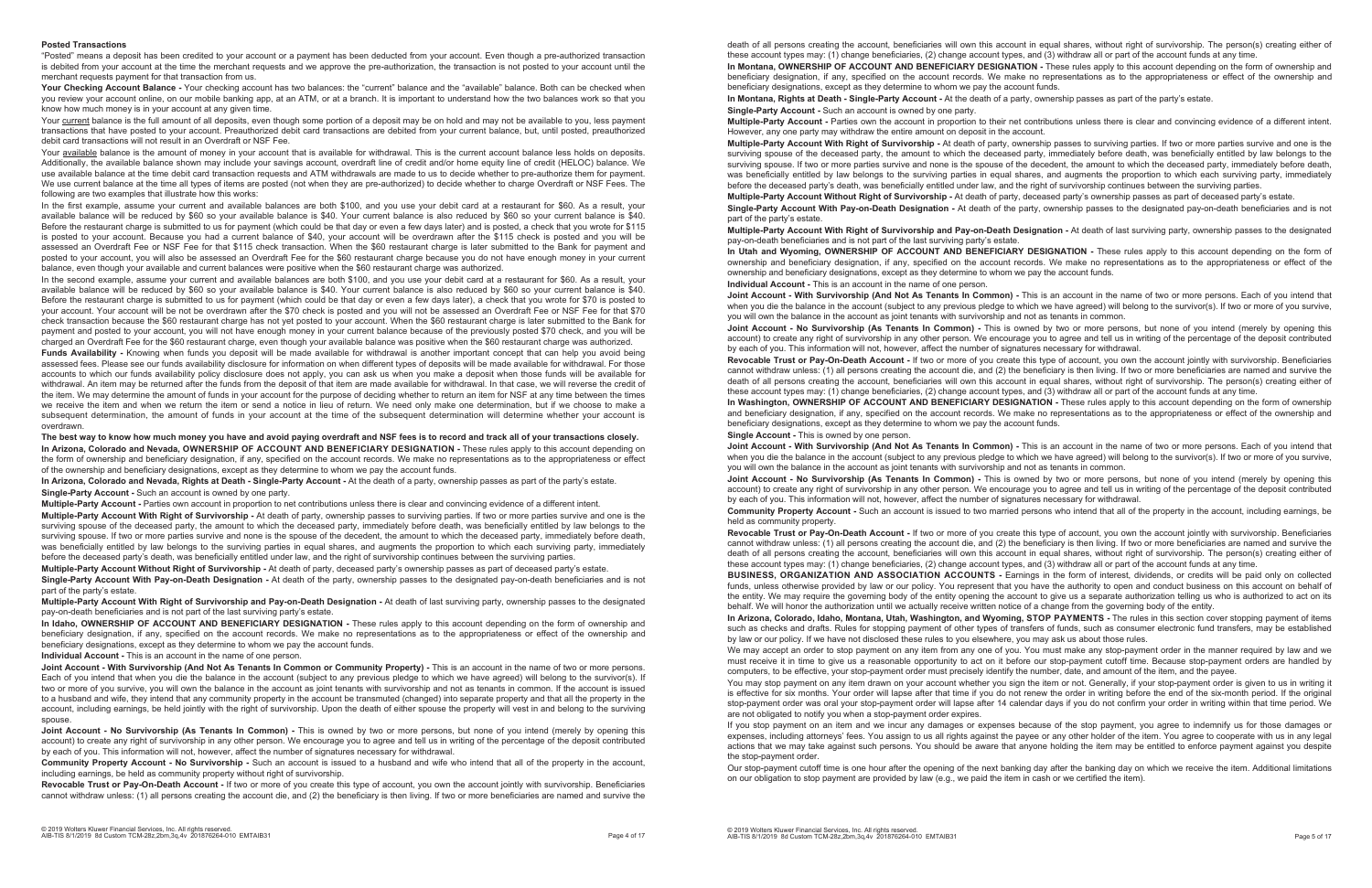## Posted Transactions

"Posted" means a deposit has been credited to your account or a payment has been deducted from your account. Even though a pre-authorized transaction is debited from your account at the time the merchant requests and we approve the pre-authorization, the transaction is not posted to your account until the merchant requests payment for that transaction from us.

**Your Checking Account Balance -** Your checking account has two balances: the "current" balance and the "available" balance. Both can be checked when you review your account online, on our mobile banking app, at an ATM, or at a branch. It is important to understand how the two balances work so that you know how much money is in your account at any given time.

Your current balance is the full amount of all deposits, even though some portion of a deposit may be on hold and may not be available to you, less payment transactions that have posted to your account. Preauthorized debit card transactions are debited from your current balance, but, until posted, preauthorized debit card transactions will not result in an Overdraft or NSF Fee.

Your available balance is the amount of money in your account that is available for withdrawal. This is the current account balance less holds on deposits. Additionally, the available balance shown may include your savings account, overdraft line of credit and/or home equity line of credit (HELOC) balance. We use available balance at the time debit card transaction requests and ATM withdrawals are made to us to decide whether to pre-authorize them for payment. We use current balance at the time all types of items are posted (not when they are pre-authorized) to decide whether to charge Overdraft or NSF Fees. The following are two examples that illustrate how this works:

In the first example, assume your current and available balances are both $100, and you use your debit card at a restaurant for $60. As a result, your available balance will be reduced by $60 so your available balance is $40. Your current balance is also reduced by $60 so your current balance is $40. Before the restaurant charge is submitted to us for payment (which could be that day or even a few days later) and is posted, a check that you wrote for $115 is posted to your account. Because you had a current balance of $40, your account will be overdrawn after the $115 check is posted and you will be assessed an Overdraft Fee or NSF Fee for that $115 check transaction. When the $60 restaurant charge is later submitted to the Bank for payment and posted to your account, you will also be assessed an Overdraft Fee for the $60 restaurant charge because you do not have enough money in your current balance, even though your available and current balances were positive when the $60 restaurant charge was authorized.

In the second example, assume your current and available balances are both $100, and you use your debit card at a restaurant for $60. As a result, your available balance will be reduced by $60 so your available balance is $40. Your current balance is also reduced by $60 so your current balance is $40. Before the restaurant charge is submitted to us for payment (which could be that day or even a few days later), a check that you wrote for $70 is posted to your account. Your account will be not be overdrawn after the $70 check is posted and you will not be assessed an Overdraft Fee or NSF Fee for that $70 check transaction because the $60 restaurant charge has not yet posted to your account. When the $60 restaurant charge is later submitted to the Bank for payment and posted to your account, you will not have enough money in your current balance because of the previously posted $70 check, and you will be charged an Overdraft Fee for the $60 restaurant charge, even though your available balance was positive when the $60 restaurant charge was authorized.

**Funds Availability -** Knowing when funds you deposit will be made available for withdrawal is another important concept that can help you avoid being assessed fees. Please see our funds availability disclosure for information on when different types of deposits will be made available for withdrawal. For those accounts to which our funds availability policy disclosure does not apply, you can ask us when you make a deposit when those funds will be available for withdrawal. An item may be returned after the funds from the deposit of that item are made available for withdrawal. In that case, we will reverse the credit of the item. We may determine the amount of funds in your account for the purpose of deciding whether to return an item for NSF at any time between the times we receive the item and when we return the item or send a notice in lieu of return. We need only make one determination, but if we choose to make a subsequent determination, the amount of funds in your account at the time of the subsequent determination will determine whether your account is overdrawn.

**The best way to know how much money you have and avoid paying overdraft and NSF fees is to record and track all of your transactions closely.**

**In Arizona, Colorado and Nevada, OWNERSHIP OF ACCOUNT AND BENEFICIARY DESIGNATION -** These rules apply to this account depending on the form of ownership and beneficiary designation, if any, specified on the account records. We make no representations as to the appropriateness or effect of the ownership and beneficiary designations, except as they determine to whom we pay the account funds.

**In Arizona, Colorado and Nevada, Rights at Death - Single-Party Account -** At the death of a party, ownership passes as part of the party's estate.

**Single-Party Account -** Such an account is owned by one party.

**Multiple-Party Account -** Parties own account in proportion to net contributions unless there is clear and convincing evidence of a different intent.

**Multiple-Party Account With Right of Survivorship -** At death of party, ownership passes to surviving parties. If two or more parties survive and one is the surviving spouse of the deceased party, the amount to which the deceased party, immediately before death, was beneficially entitled by law belongs to the surviving spouse. If two or more parties survive and none is the spouse of the decedent, the amount to which the deceased party, immediately before death, was beneficially entitled by law belongs to the surviving parties in equal shares, and augments the proportion to which each surviving party, immediately before the deceased party's death, was beneficially entitled under law, and the right of survivorship continues between the surviving parties.

**Multiple-Party Account Without Right of Survivorship -** At death of party, deceased party's ownership passes as part of deceased party's estate.

**Single-Party Account With Pay-on-Death Designation -** At death of the party, ownership passes to the designated pay-on-death beneficiaries and is not part of the party's estate.

**Multiple-Party Account With Right of Survivorship and Pay-on-Death Designation -** At death of last surviving party, ownership passes to the designated pay-on-death beneficiaries and is not part of the last surviving party's estate.

**In Idaho, OWNERSHIP OF ACCOUNT AND BENEFICIARY DESIGNATION -** These rules apply to this account depending on the form of ownership and beneficiary designation, if any, specified on the account records. We make no representations as to the appropriateness or effect of the ownership and beneficiary designations, except as they determine to whom we pay the account funds.

**Individual Account -** This is an account in the name of one person.

**Joint Account - With Survivorship (And Not As Tenants In Common or Community Property) -** This is an account in the name of two or more persons. Each of you intend that when you die the balance in the account (subject to any previous pledge to which we have agreed) will belong to the survivor(s). If two or more of you survive, you will own the balance in the account as joint tenants with survivorship and not as tenants in common. If the account is issued to a husband and wife, they intend that any community property in the account be transmuted (changed) into separate property and that all the property in the account, including earnings, be held jointly with the right of survivorship. Upon the death of either spouse the property will vest in and belong to the surviving spouse.

**Joint Account - No Survivorship (As Tenants In Common) -** This is owned by two or more persons, but none of you intend (merely by opening this account) to create any right of survivorship in any other person. We encourage you to agree and tell us in writing of the percentage of the deposit contributed by each of you. This information will not, however, affect the number of signatures necessary for withdrawal.

**Community Property Account - No Survivorship -** Such an account is issued to a husband and wife who intend that all of the property in the account, including earnings, be held as community property without right of survivorship.

**Revocable Trust or Pay-On-Death Account -** If two or more of you create this type of account, you own the account jointly with survivorship. Beneficiaries cannot withdraw unless: (1) all persons creating the account die, and (2) the beneficiary is then living. If two or more beneficiaries are named and survive the death of all persons creating the account, beneficiaries will own this account in equal shares, without right of survivorship. The person(s) creating either of these account types may: (1) change beneficiaries, (2) change account types, and (3) withdraw all or part of the account funds at any time.

**In Montana, OWNERSHIP OF ACCOUNT AND BENEFICIARY DESIGNATION -** These rules apply to this account depending on the form of ownership and beneficiary designation, if any, specified on the account records. We make no representations as to the appropriateness or effect of the ownership and beneficiary designations, except as they determine to whom we pay the account funds.

**In Montana, Rights at Death - Single-Party Account -** At the death of a party, ownership passes as part of the party's estate.

**Single-Party Account -** Such an account is owned by one party.

**Multiple-Party Account -** Parties own the account in proportion to their net contributions unless there is clear and convincing evidence of a different intent. However, any one party may withdraw the entire amount on deposit in the account.

**Multiple-Party Account With Right of Survivorship -** At death of a party, ownership passes to surviving parties. If two or more parties survive and one is the surviving spouse of the deceased party, the amount to which the deceased party, immediately before death, was beneficially entitled by law belongs to the surviving spouse. If two or more parties survive and none is the spouse of the decedent, the amount to which the deceased party, immediately before death, was beneficially entitled by law belongs to the surviving parties in equal shares, and augments the proportion to which each surviving party, immediately before the deceased party's death, was beneficially entitled under law, and the right of survivorship continues between the surviving parties.

**Multiple-Party Account Without Right of Survivorship -** At death of party, deceased party's ownership passes as part of deceased party's estate.

**Single-Party Account With Pay-on-Death Designation -** At death of the party, ownership passes to the designated pay-on-death beneficiaries and is not part of the party's estate.

**Multiple-Party Account With Right of Survivorship and Pay-on-Death Designation -** At death of last surviving party, ownership passes to the designated pay-on-death beneficiaries and is not part of the last surviving party's estate.

**In Utah and Wyoming, OWNERSHIP OF ACCOUNT AND BENEFICIARY DESIGNATION -** These rules apply to this account depending on the form of ownership and beneficiary designation, if any, specified on the account records. We make no representations as to the appropriateness or effect of the ownership and beneficiary designations, except as they determine to whom we pay the account funds.

**Individual Account -** This is an account in the name of one person.

**Joint Account - With Survivorship (And Not As Tenants In Common) -** This is an account in the name of two or more persons. Each of you intend that when you die the balance in the account (subject to any previous pledge to which we have agreed) will belong to the survivor(s). If two or more of you survive, you will own the balance in the account as joint tenants with survivorship and not as tenants in common.

**Joint Account - No Survivorship (As Tenants In Common) -** This is owned by two or more persons, but none of you intend (merely by opening this account) to create any right of survivorship in any other person. We encourage you to agree and tell us in writing of the percentage of the deposit contributed by each of you. This information will not, however, affect the number of signatures necessary for withdrawal.

**Revocable Trust or Pay-On-Death Account -** If two or more of you create this type of account, you own the account jointly with survivorship. Beneficiaries cannot withdraw unless: (1) all persons creating the account die, and (2) the beneficiary is then living. If two or more beneficiaries are named and survive the death of all persons creating the account, beneficiaries will own this account in equal shares, without right of survivorship. The person(s) creating either of these account types may: (1) change beneficiaries, (2) change account types, and (3) withdraw all or part of the account funds at any time.

**In Washington, OWNERSHIP OF ACCOUNT AND BENEFICIARY DESIGNATION -** These rules apply to this account depending on the form of ownership and beneficiary designation, if any, specified on the account records. We make no representations as to the appropriateness or effect of the ownership and beneficiary designations, except as they determine to whom we pay the account funds.

**Single Account -** This is owned by one person.

**Joint Account - With Survivorship (And Not As Tenants In Common) -** This is an account in the name of two or more persons. Each of you intend that when you die the balance in the account (subject to any previous pledge to which we have agreed) will belong to the survivor(s). If two or more of you survive, you will own the balance in the account as joint tenants with survivorship and not as tenants in common.

**Joint Account - No Survivorship (As Tenants In Common) -** This is owned by two or more persons, but none of you intend (merely by opening this account) to create any right of survivorship in any other person. We encourage you to agree and tell us in writing of the percentage of the deposit contributed by each of you. This information will not, however, affect the number of signatures necessary for withdrawal.

**Community Property Account -** Such an account is issued to two married persons who intend that all of the property in the account, including earnings, be held as community property.

**Revocable Trust or Pay-On-Death Account -** If two or more of you create this type of account, you own the account jointly with survivorship. Beneficiaries cannot withdraw unless: (1) all persons creating the account die, and (2) the beneficiary is then living. If two or more beneficiaries are named and survive the death of all persons creating the account, beneficiaries will own this account in equal shares, without right of survivorship. The person(s) creating either of these account types may: (1) change beneficiaries, (2) change account types, and (3) withdraw all or part of the account funds at any time.

**BUSINESS, ORGANIZATION AND ASSOCIATION ACCOUNTS -** Earnings in the form of interest, dividends, or credits will be paid only on collected funds, unless otherwise provided by law or our policy. You represent that you have the authority to open and conduct business on this account on behalf of the entity. We may require the governing body of the entity opening the account to give us a separate authorization telling us who is authorized to act on its behalf. We will honor the authorization until we actually receive written notice of a change from the governing body of the entity.

**In Arizona, Colorado, Idaho, Montana, Utah, Washington, and Wyoming, STOP PAYMENTS -** The rules in this section cover stopping payment of items such as checks and drafts. Rules for stopping payment of other types of transfers of funds, such as consumer electronic fund transfers, may be established by law or our policy. If we have not disclosed these rules to you elsewhere, you may ask us about those rules.

We may accept an order to stop payment on any item from any one of you. You must make any stop-payment order in the manner required by law and we must receive it in time to give us a reasonable opportunity to act on it before our stop-payment cutoff time. Because stop-payment orders are handled by computers, to be effective, your stop-payment order must precisely identify the number, date, and amount of the item, and the payee.

You may stop payment on any item drawn on your account whether you sign the item or not. Generally, if your stop-payment order is given to us in writing it is effective for six months. Your order will lapse after that time if you do not renew the order in writing before the end of the six-month period. If the original stop-payment order was oral your stop-payment order will lapse after 14 calendar days if you do not confirm your order in writing within that time period. We are not obligated to notify you when a stop-payment order expires.

If you stop payment on an item and we incur any damages or expenses because of the stop payment, you agree to indemnify us for those damages or expenses, including attorneys' fees. You assign to us all rights against the payee or any other holder of the item. You agree to cooperate with us in any legal actions that we may take against such persons. You should be aware that anyone holding the item may be entitled to enforce payment against you despite the stop-payment order.

Our stop-payment cutoff time is one hour after the opening of the next banking day after the banking day on which we receive the item. Additional limitations on our obligation to stop payment are provided by law (e.g., we paid the item in cash or we certified the item).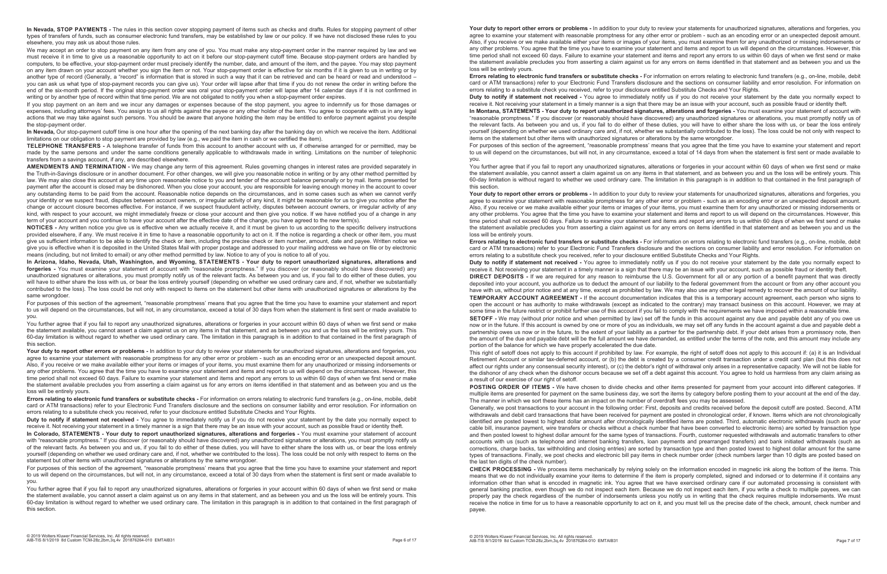**In Nevada, STOP PAYMENTS -** The rules in this section cover stopping payment of items such as checks and drafts. Rules for stopping payment of other types of transfers of funds, such as consumer electronic fund transfers, may be established by law or our policy. If we have not disclosed these rules to you elsewhere, you may ask us about those rules.

We may accept an order to stop payment on any item from any one of you. You must make any stop-payment order in the manner required by law and we must receive it in time to give us a reasonable opportunity to act on it before our stop-payment cutoff time. Because stop-payment orders are handled by computers, to be effective, your stop-payment order must precisely identify the number, date, and amount of the item, and the payee. You may stop payment on any item drawn on your account whether you sign the item or not. Your stop-payment order is effective for six months if it is given to us in writing or by another type of record (Generally, a "record" is information that is stored in such a way that it can be retrieved and can be heard or read and understood – you can ask us what type of stop-payment records you can give us). Your order will lapse after that time if you do not renew the order in writing before the end of the six-month period. If the original stop-payment order was oral your stop-payment order will lapse after 14 calendar days if it is not confirmed in writing or by another type of record within that time period. We are not obligated to notify you when a stop-payment order expires.

If you stop payment on an item and we incur any damages or expenses because of the stop payment, you agree to indemnify us for those damages or expenses, including attorneys' fees. You assign to us all rights against the payee or any other holder of the item. You agree to cooperate with us in any legal actions that we may take against such persons. You should be aware that anyone holding the item may be entitled to enforce payment against you despite the stop-payment order.

**In Nevada,** Our stop-payment cutoff time is one hour after the opening of the next banking day after the banking day on which we receive the item. Additional limitations on our obligation to stop payment are provided by law (e.g., we paid the item in cash or we certified the item).

**TELEPHONE TRANSFERS -** A telephone transfer of funds from this account to another account with us, if otherwise arranged for or permitted, may be made by the same persons and under the same conditions generally applicable to withdrawals made in writing. Limitations on the number of telephonic transfers from a savings account, if any, are described elsewhere.

**AMENDMENTS AND TERMINATION -** We may change any term of this agreement. Rules governing changes in interest rates are provided separately in the Truth-in-Savings disclosure or in another document. For other changes, we will give you reasonable notice in writing or by any other method permitted by law. We may also close this account at any time upon reasonable notice to you and tender of the account balance personally or by mail. Items presented for payment after the account is closed may be dishonored. When you close your account, you are responsible for leaving enough money in the account to cover any outstanding items to be paid from the account. Reasonable notice depends on the circumstances, and in some cases such as when we cannot verify your identity or we suspect fraud, disputes between account owners, or irregular activity of any kind, it might be reasonable for us to give you notice after the change or account closure becomes effective. For instance, if we suspect fraudulent activity, disputes between account owners, or irregular activity of any kind, with respect to your account, we might immediately freeze or close your account and then give you notice. If we have notified you of a change in any term of your account and you continue to have your account after the effective date of the change, you have agreed to the new term(s).

**NOTICES -** Any written notice you give us is effective when we actually receive it, and it must be given to us according to the specific delivery instructions provided elsewhere, if any. We must receive it in time to have a reasonable opportunity to act on it. If the notice is regarding a check or other item, you must give us sufficient information to be able to identify the check or item, including the precise check or item number, amount, date and payee. Written notice we give you is effective when it is deposited in the United States Mail with proper postage and addressed to your mailing address we have on file or by electronic means (including, but not limited to email) or any other method permitted by law. Notice to any of you is notice to all of you.

**In Arizona, Idaho, Nevada, Utah, Washington, and Wyoming, STATEMENTS - Your duty to report unauthorized signatures, alterations and forgeries -** You must examine your statement of account with "reasonable promptness." If you discover (or reasonably should have discovered) any unauthorized signatures or alterations, you must promptly notify us of the relevant facts. As between you and us, if you fail to do either of these duties, you will have to either share the loss with us, or bear the loss entirely yourself (depending on whether we used ordinary care and, if not, whether we substantially contributed to the loss). The loss could be not only with respect to items on the statement but other items with unauthorized signatures or alterations by the same wrongdoer.

For purposes of this section of the agreement, "reasonable promptness" means that you agree that the time you have to examine your statement and report to us will depend on the circumstances, but will not, in any circumstance, exceed a total of 30 days from when the statement is first sent or made available to you.

You further agree that if you fail to report any unauthorized signatures, alterations or forgeries in your account within 60 days of when we first send or make the statement available, you cannot assert a claim against us on any items in that statement, and as between you and us the loss will be entirely yours. This 60-day limitation is without regard to whether we used ordinary care. The limitation in this paragraph is in addition to that contained in the first paragraph of this section.

**Your duty to report other errors or problems -** In addition to your duty to review your statements for unauthorized signatures, alterations and forgeries, you agree to examine your statement with reasonable promptness for any other error or problem - such as an encoding error or an unexpected deposit amount. Also, if you receive or we make available either your items or images of your items, you must examine them for any unauthorized or missing indorsements or any other problems. You agree that the time you have to examine your statement and items and report to us will depend on the circumstances. However, this time period shall not exceed 60 days. Failure to examine your statement and items and report any errors to us within 60 days of when we first send or make the statement available precludes you from asserting a claim against us for any errors on items identified in that statement and as between you and us the loss will be entirely yours.

**Errors relating to electronic fund transfers or substitute checks -** For information on errors relating to electronic fund transfers (e.g., on-line, mobile, debit card or ATM transactions) refer to your Electronic Fund Transfers disclosure and the sections on consumer liability and error resolution. For information on errors relating to a substitute check you received, refer to your disclosure entitled Substitute Checks and Your Rights.

**Duty to notify if statement not received -** You agree to immediately notify us if you do not receive your statement by the date you normally expect to receive it. Not receiving your statement in a timely manner is a sign that there may be an issue with your account, such as possible fraud or identity theft.

**In Colorado, STATEMENTS - Your duty to report unauthorized signatures, alterations and forgeries -** You must examine your statement of account with "reasonable promptness." If you discover (or reasonably should have discovered) any unauthorized signatures or alterations, you must promptly notify us of the relevant facts. As between you and us, if you fail to do either of these duties, you will have to either share the loss with us, or bear the loss entirely yourself (depending on whether we used ordinary care and, if not, whether we contributed to the loss). The loss could be not only with respect to items on the statement but other items with unauthorized signatures or alterations by the same wrongdoer.

For purposes of this section of the agreement, "reasonable promptness" means that you agree that the time you have to examine your statement and report to us will depend on the circumstances, but will not, in any circumstance, exceed a total of 30 days from when the statement is first sent or made available to you.

You further agree that if you fail to report any unauthorized signatures, alterations or forgeries in your account within 60 days of when we first send or make the statement available, you cannot assert a claim against us on any items in that statement, and as between you and us the loss will be entirely yours. This 60-day limitation is without regard to whether we used ordinary care. The limitation in this paragraph is in addition to that contained in the first paragraph of this section.

**Your duty to report other errors or problems -** In addition to your duty to review your statements for unauthorized signatures, alterations and forgeries, you agree to examine your statement with reasonable promptness for any other error or problem - such as an encoding error or an unexpected deposit amount. Also, if you receive or we make available either your items or images of your items, you must examine them for any unauthorized or missing indorsements or any other problems. You agree that the time you have to examine your statement and items and report to us will depend on the circumstances. However, this time period shall not exceed 60 days. Failure to examine your statement and items and report any errors to us within 60 days of when we first send or make the statement available precludes you from asserting a claim against us for any errors on items identified in that statement and as between you and us the loss will be entirely yours.

**Errors relating to electronic fund transfers or substitute checks -** For information on errors relating to electronic fund transfers (e.g., on-line, mobile, debit card or ATM transactions) refer to your Electronic Fund Transfers disclosure and the sections on consumer liability and error resolution. For information on errors relating to a substitute check you received, refer to your disclosure entitled Substitute Checks and Your Rights.

**Duty to notify if statement not received -** You agree to immediately notify us if you do not receive your statement by the date you normally expect to receive it. Not receiving your statement in a timely manner is a sign that there may be an issue with your account, such as possible fraud or identity theft.

**In Montana, STATEMENTS - Your duty to report unauthorized signatures, alterations and forgeries -** You must examine your statement of account with "reasonable promptness." If you discover (or reasonably should have discovered) any unauthorized signatures or alterations, you must promptly notify us of the relevant facts. As between you and us, if you fail to do either of these duties, you will have to either share the loss with us, or bear the loss entirely yourself (depending on whether we used ordinary care and, if not, whether we substantially contributed to the loss). The loss could be not only with respect to items on the statement but other items with unauthorized signatures or alterations by the same wrongdoer.

For purposes of this section of the agreement, "reasonable promptness" means that you agree that the time you have to examine your statement and report to us will depend on the circumstances, but will not, in any circumstance, exceed a total of 14 days from when the statement is first sent or made available to you.

You further agree that if you fail to report any unauthorized signatures, alterations or forgeries in your account within 60 days of when we first send or make the statement available, you cannot assert a claim against us on any items in that statement, and as between you and us the loss will be entirely yours. This 60-day limitation is without regard to whether we used ordinary care. The limitation in this paragraph is in addition to that contained in the first paragraph of this section.

**Your duty to report other errors or problems -** In addition to your duty to review your statements for unauthorized signatures, alterations and forgeries, you agree to examine your statement with reasonable promptness for any other error or problem - such as an encoding error or an unexpected deposit amount. Also, if you receive or we make available either your items or images of your items, you must examine them for any unauthorized or missing indorsements or any other problems. You agree that the time you have to examine your statement and items and report to us will depend on the circumstances. However, this time period shall not exceed 60 days. Failure to examine your statement and items and report any errors to us within 60 days of when we first send or make the statement available precludes you from asserting a claim against us for any errors on items identified in that statement and as between you and us the loss will be entirely yours.

**Errors relating to electronic fund transfers or substitute checks -** For information on errors relating to electronic fund transfers (e.g., on-line, mobile, debit card or ATM transactions) refer to your Electronic Fund Transfers disclosure and the sections on consumer liability and error resolution. For information on errors relating to a substitute check you received, refer to your disclosure entitled Substitute Checks and Your Rights.

**Duty to notify if statement not received -** You agree to immediately notify us if you do not receive your statement by the date you normally expect to receive it. Not receiving your statement in a timely manner is a sign that there may be an issue with your account, such as possible fraud or identity theft.

**DIRECT DEPOSITS -** If we are required for any reason to reimburse the U.S. Government for all or any portion of a benefit payment that was directly deposited into your account, you authorize us to deduct the amount of our liability to the federal government from the account or from any other account you have with us, without prior notice and at any time, except as prohibited by law. We may also use any other legal remedy to recover the amount of our liability.

**TEMPORARY ACCOUNT AGREEMENT -** If the account documentation indicates that this is a temporary account agreement, each person who signs to open the account or has authority to make withdrawals (except as indicated to the contrary) may transact business on this account. However, we may at some time in the future restrict or prohibit further use of this account if you fail to comply with the requirements we have imposed within a reasonable time.

**SETOFF -** We may (without prior notice and when permitted by law) set off the funds in this account against any due and payable debt any of you owe us now or in the future. If this account is owned by one or more of you as individuals, we may set off any funds in the account against a due and payable debt a partnership owes us now or in the future, to the extent of your liability as a partner for the partnership debt. If your debt arises from a promissory note, then the amount of the due and payable debt will be the full amount we have demanded, as entitled under the terms of the note, and this amount may include any portion of the balance for which we have properly accelerated the due date.

This right of setoff does not apply to this account if prohibited by law. For example, the right of setoff does not apply to this account if: (a) it is an Individual Retirement Account or similar tax-deferred account, or (b) the debt is created by a consumer credit transaction under a credit card plan (but this does not affect our rights under any consensual security interest), or (c) the debtor's right of withdrawal only arises in a representative capacity. We will not be liable for the dishonor of any check when the dishonor occurs because we set off a debt against this account. You agree to hold us harmless from any claim arising as a result of our exercise of our right of setoff.

**POSTING ORDER OF ITEMS -** We have chosen to divide checks and other items presented for payment from your account into different categories. If multiple items are presented for payment on the same business day, we sort the items by category before posting them to your account at the end of the day. The manner in which we sort these items has an impact on the number of overdraft fees you may be assessed.

Generally, we post transactions to your account in the following order: First, deposits and credits received before the deposit cutoff are posted. Second, ATM withdrawals and debit card transactions that have been received for payment are posted in chronological order, if known. Items which are not chronologically identified are posted lowest to highest dollar amount after chronologically identified items are posted. Third, automatic electronic withdrawals (such as your cable bill, insurance payment, wire transfers or checks without a check number that have been converted to electronic items) are sorted by transaction type and then posted lowest to highest dollar amount for the same types of transactions. Fourth, customer requested withdrawals and automatic transfers to other accounts with us (such as telephone and internet banking transfers, loan payments and prearranged transfers) and bank initiated withdrawals (such as corrections, charge backs, tax withholding and closing entries) are sorted by transaction type and then posted lowest to highest dollar amount for the same types of transactions. Finally, we post checks and electronic bill pay items in check number order (check numbers larger than 10 digits are posted based on the last ten digits of the check number).

**CHECK PROCESSING -** We process items mechanically by relying solely on the information encoded in magnetic ink along the bottom of the items. This means that we do not individually examine your items to determine if the item is properly completed, signed and indorsed or to determine if it contains any information other than what is encoded in magnetic ink. You agree that we have exercised ordinary care if our automated processing is consistent with general banking practice, even though we do not inspect each item. Because we do not inspect each item, if you write a check to multiple payees, we can properly pay the check regardless of the number of indorsements unless you notify us in writing that the check requires multiple indorsements. We must receive the notice in time for us to have a reasonable opportunity to act on it, and you must tell us the precise date of the check, amount, check number and payee.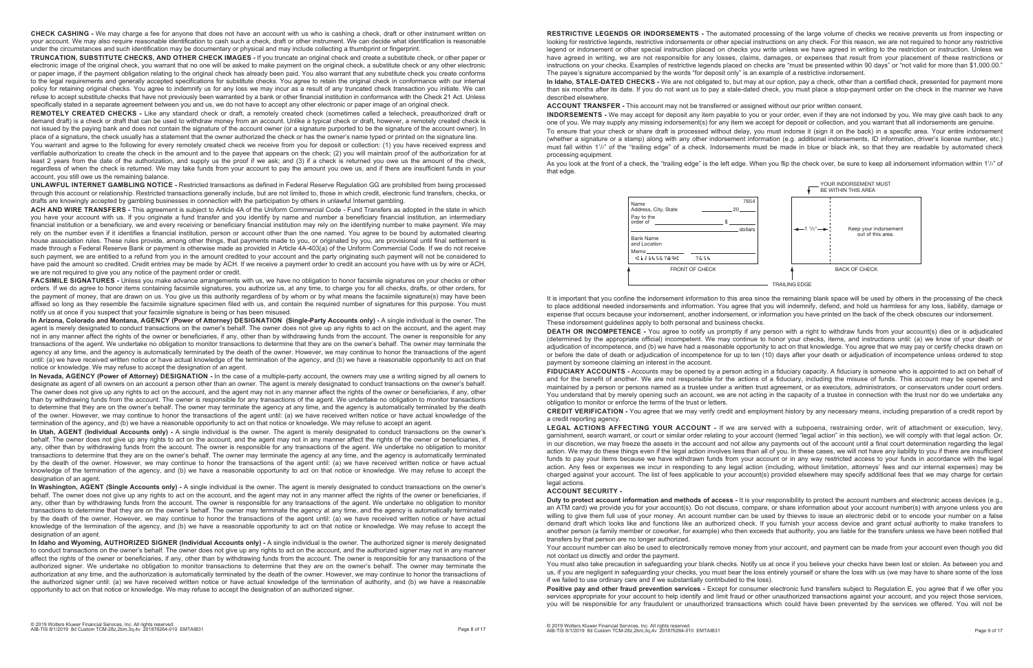**CHECK CASHING -** We may charge a fee for anyone that does not have an account with us who is cashing a check, draft or other instrument written on your account. We may also require reasonable identification to cash such a check, draft or other instrument. We can decide what identification is reasonable under the circumstances and such identification may be documentary or physical and may include collecting a thumbprint or fingerprint.

**TRUNCATION, SUBSTITUTE CHECKS, AND OTHER CHECK IMAGES -** If you truncate an original check and create a substitute check, or other paper or electronic image of the original check, you warrant that no one will be asked to make payment on the original check, a substitute check or any other electronic or paper image, if the payment obligation relating to the original check has already been paid. You also warrant that any substitute check you create conforms to the legal requirements and generally accepted specifications for substitute checks. You agree to retain the original check in conformance with our internal policy for retaining original checks. You agree to indemnify us for any loss we may incur as a result of any truncated check transaction you initiate. We can refuse to accept substitute checks that have not previously been warranted by a bank or other financial institution in conformance with the Check 21 Act. Unless specifically stated in a separate agreement between you and us, we do not have to accept any other electronic or paper image of an original check.

**REMOTELY CREATED CHECKS -** Like any standard check or draft, a remotely created check (sometimes called a telecheck, preauthorized draft or demand draft) is a check or draft that can be used to withdraw money from an account. Unlike a typical check or draft, however, a remotely created check is not issued by the paying bank and does not contain the signature of the account owner (or a signature purported to be the signature of the account owner). In place of a signature, the check usually has a statement that the owner authorized the check or has the owner's name typed or printed on the signature line.

You warrant and agree to the following for every remotely created check we receive from you for deposit or collection: (1) you have received express and verifiable authorization to create the check in the amount and to the payee that appears on the check; (2) you will maintain proof of the authorization for at least 2 years from the date of the authorization, and supply us the proof if we ask; and (3) if a check is returned you owe us the amount of the check, regardless of when the check is returned. We may take funds from your account to pay the amount you owe us, and if there are insufficient funds in your account, you still owe us the remaining balance.

**UNLAWFUL INTERNET GAMBLING NOTICE -** Restricted transactions as defined in Federal Reserve Regulation GG are prohibited from being processed through this account or relationship. Restricted transactions generally include, but are not limited to, those in which credit, electronic fund transfers, checks, or drafts are knowingly accepted by gambling businesses in connection with the participation by others in unlawful Internet gambling.

**ACH AND WIRE TRANSFERS -** This agreement is subject to Article 4A of the Uniform Commercial Code - Fund Transfers as adopted in the state in which you have your account with us. If you originate a fund transfer and you identify by name and number a beneficiary financial institution, an intermediary financial institution or a beneficiary, we and every receiving or beneficiary financial institution may rely on the identifying number to make payment. We may rely on the number even if it identifies a financial institution, person or account other than the one named. You agree to be bound by automated clearing house association rules. These rules provide, among other things, that payments made to you, or originated by you, are provisional until final settlement is made through a Federal Reserve Bank or payment is otherwise made as provided in Article 4A-403(a) of the Uniform Commercial Code. If we do not receive such payment, we are entitled to a refund from you in the amount credited to your account and the party originating such payment will not be considered to have paid the amount so credited. Credit entries may be made by ACH. If we receive a payment order to credit an account you have with us by wire or ACH, we are not required to give you any notice of the payment order or credit.

**FACSIMILE SIGNATURES -** Unless you make advance arrangements with us, we have no obligation to honor facsimile signatures on your checks or other orders. If we do agree to honor items containing facsimile signatures, you authorize us, at any time, to charge you for all checks, drafts, or other orders, for the payment of money, that are drawn on us. You give us this authority regardless of by whom or by what means the facsimile signature(s) may have been affixed so long as they resemble the facsimile signature specimen filed with us, and contain the required number of signatures for this purpose. You must notify us at once if you suspect that your facsimile signature is being or has been misused.

**In Arizona, Colorado and Montana, AGENCY (Power of Attorney) DESIGNATION (Single-Party Accounts only) -** A single individual is the owner. The agent is merely designated to conduct transactions on the owner's behalf. The owner does not give up any rights to act on the account, and the agent may not in any manner affect the rights of the owner or beneficiaries, if any, other than by withdrawing funds from the account. The owner is responsible for any transactions of the agent. We undertake no obligation to monitor transactions to determine that they are on the owner's behalf. The owner may terminate the agency at any time, and the agency is automatically terminated by the death of the owner. However, we may continue to honor the transactions of the agent until: (a) we have received written notice or have actual knowledge of the termination of the agency, and (b) we have a reasonable opportunity to act on that notice or knowledge. We may refuse to accept the designation of an agent.

**In Nevada, AGENCY (Power of Attorney) DESIGNATION -** In the case of a multiple-party account, the owners may use a writing signed by all owners to designate as agent of all owners on an account a person other than an owner. The agent is merely designated to conduct transactions on the owner's behalf. The owner does not give up any rights to act on the account, and the agent may not in any manner affect the rights of the owner or beneficiaries, if any, other than by withdrawing funds from the account. The owner is responsible for any transactions of the agent. We undertake no obligation to monitor transactions to determine that they are on the owner's behalf. The owner may terminate the agency at any time, and the agency is automatically terminated by the death of the owner. However, we may continue to honor the transactions of the agent until: (a) we have received written notice or have actual knowledge of the termination of the agency, and (b) we have a reasonable opportunity to act on that notice or knowledge. We may refuse to accept an agent.

**In Utah, AGENT (Individual Accounts only) -** A single individual is the owner. The agent is merely designated to conduct transactions on the owner's behalf. The owner does not give up any rights to act on the account, and the agent may not in any manner affect the rights of the owner or beneficiaries, if any, other than by withdrawing funds from the account. The owner is responsible for any transactions of the agent. We undertake no obligation to monitor transactions to determine that they are on the owner's behalf. The owner may terminate the agency at any time, and the agency is automatically terminated by the death of the owner. However, we may continue to honor the transactions of the agent until: (a) we have received written notice or have actual knowledge of the termination of the agency, and (b) we have a reasonable opportunity to act on that notice or knowledge. We may refuse to accept the designation of an agent.

**In Washington, AGENT (Single Accounts only) -** A single individual is the owner. The agent is merely designated to conduct transactions on the owner's behalf. The owner does not give up any rights to act on the account, and the agent may not in any manner affect the rights of the owner or beneficiaries, if any, other than by withdrawing funds from the account. The owner is responsible for any transactions of the agent. We undertake no obligation to monitor transactions to determine that they are on the owner's behalf. The owner may terminate the agency at any time, and the agency is automatically terminated by the death of the owner. However, we may continue to honor the transactions of the agent until: (a) we have received written notice or have actual knowledge of the termination of the agency, and (b) we have a reasonable opportunity to act on that notice or knowledge. We may refuse to accept the designation of an agent.

**In Idaho and Wyoming, AUTHORIZED SIGNER (Individual Accounts only) -** A single individual is the owner. The authorized signer is merely designated to conduct transactions on the owner's behalf. The owner does not give up any rights to act on the account, and the authorized signer may not in any manner affect the rights of the owner or beneficiaries, if any, other than by withdrawing funds from the account. The owner is responsible for any transactions of the authorized signer. We undertake no obligation to monitor transactions to determine that they are on the owner's behalf. The owner may terminate the authorization at any time, and the authorization is automatically terminated by the death of the owner. However, we may continue to honor the transactions of the authorized signer until: (a) we have received written notice or have actual knowledge of the termination of authority, and (b) we have a reasonable opportunity to act on that notice or knowledge. We may refuse to accept the designation of an authorized signer.

**RESTRICTIVE LEGENDS OR INDORSEMENTS -** The automated processing of the large volume of checks we receive prevents us from inspecting or looking for restrictive legends, restrictive indorsements or other special instructions on any check. For this reason, we are not required to honor any restrictive legend or indorsement or other special instruction placed on checks you write unless we have agreed in writing to the restriction or instruction. Unless we have agreed in writing, we are not responsible for any losses, claims, damages, or expenses that result from your placement of these restrictions or instructions on your checks. Examples of restrictive legends placed on checks are "must be presented within 90 days" or "not valid for more than $1,000.00." The payee's signature accompanied by the words "for deposit only" is an example of a restrictive indorsement.

**In Idaho, STALE-DATED CHECKS -** We are not obligated to, but may at our option, pay a check, other than a certified check, presented for payment more than six months after its date. If you do not want us to pay a stale-dated check, you must place a stop-payment order on the check in the manner we have described elsewhere.

**ACCOUNT TRANSFER -** This account may not be transferred or assigned without our prior written consent.

**INDORSEMENTS -** We may accept for deposit any item payable to you or your order, even if they are not indorsed by you. We may give cash back to any one of you. We may supply any missing indorsement(s) for any item we accept for deposit or collection, and you warrant that all indorsements are genuine.

To ensure that your check or share draft is processed without delay, you must indorse it (sign it on the back) in a specific area. Your entire indorsement (whether a signature or a stamp) along with any other indorsement information (e.g. additional indorsements, ID information, driver's license number, etc.) must fall within 1 1/2" of the "trailing edge" of a check. Indorsements must be made in blue or black ink, so that they are readable by automated check processing equipment.

As you look at the front of a check, the "trailing edge" is the left edge. When you flip the check over, be sure to keep all indorsement information within 1 1/2" of that edge.

FRONT OF CHECK — Name, Address, City, State; 7654; 20___; Pay to the order of ___ $ ___; ___ dollars; Bank Name and Location; Memo ___; ⑆123456789⑆ 7654

BACK OF CHECK — YOUR INDORSEMENT MUST BE WITHIN THIS AREA; 1 1/2"; Keep your indorsement out of this area.

TRAILING EDGE

It is important that you confine the indorsement information to this area since the remaining blank space will be used by others in the processing of the check to place additional needed indorsements and information. You agree that you will indemnify, defend, and hold us harmless for any loss, liability, damage or expense that occurs because your indorsement, another indorsement, or information you have printed on the back of the check obscures our indorsement.

These indorsement guidelines apply to both personal and business checks.

**DEATH OR INCOMPETENCE -** You agree to notify us promptly if any person with a right to withdraw funds from your account(s) dies or is adjudicated (determined by the appropriate official) incompetent. We may continue to honor your checks, items, and instructions until: (a) we know of your death or adjudication of incompetence, and (b) we have had a reasonable opportunity to act on that knowledge. You agree that we may pay or certify checks drawn on or before the date of death or adjudication of incompetence for up to ten (10) days after your death or adjudication of incompetence unless ordered to stop payment by someone claiming an interest in the account.

**FIDUCIARY ACCOUNTS -** Accounts may be opened by a person acting in a fiduciary capacity. A fiduciary is someone who is appointed to act on behalf of and for the benefit of another. We are not responsible for the actions of a fiduciary, including the misuse of funds. This account may be opened and maintained by a person or persons named as a trustee under a written trust agreement, or as executors, administrators, or conservators under court orders. You understand that by merely opening such an account, we are not acting in the capacity of a trustee in connection with the trust nor do we undertake any obligation to monitor or enforce the terms of the trust or letters.

**CREDIT VERIFICATION -** You agree that we may verify credit and employment history by any necessary means, including preparation of a credit report by a credit reporting agency.

**LEGAL ACTIONS AFFECTING YOUR ACCOUNT -** If we are served with a subpoena, restraining order, writ of attachment or execution, levy, garnishment, search warrant, or court or similar order relating to your account (termed "legal action" in this section), we will comply with that legal action. Or, in our discretion, we may freeze the assets in the account and not allow any payments out of the account until a final court determination regarding the legal action. We may do these things even if the legal action involves less than all of you. In these cases, we will not have any liability to you if there are insufficient funds to pay your items because we have withdrawn funds from your account or in any way restricted access to your funds in accordance with the legal action. Any fees or expenses we incur in responding to any legal action (including, without limitation, attorneys' fees and our internal expenses) may be charged against your account. The list of fees applicable to your account(s) provided elsewhere may specify additional fees that we may charge for certain legal actions.

**ACCOUNT SECURITY -**

**Duty to protect account information and methods of access -** It is your responsibility to protect the account numbers and electronic access devices (e.g., an ATM card) we provide you for your account(s). Do not discuss, compare, or share information about your account number(s) with anyone unless you are willing to give them full use of your money. An account number can be used by thieves to issue an electronic debit or to encode your number on a false demand draft which looks like and functions like an authorized check. If you furnish your access device and grant actual authority to make transfers to another person (a family member or coworker, for example) who then exceeds that authority, you are liable for the transfers unless we have been notified that transfers by that person are no longer authorized.

Your account number can also be used to electronically remove money from your account, and payment can be made from your account even though you did not contact us directly and order the payment.

You must also take precaution in safeguarding your blank checks. Notify us at once if you believe your checks have been lost or stolen. As between you and us, if you are negligent in safeguarding your checks, you must bear the loss entirely yourself or share the loss with us (we may have to share some of the loss if we failed to use ordinary care and if we substantially contributed to the loss).

**Positive pay and other fraud prevention services -** Except for consumer electronic fund transfers subject to Regulation E, you agree that if we offer you services appropriate for your account to help identify and limit fraud or other unauthorized transactions against your account, and you reject those services, you will be responsible for any fraudulent or unauthorized transactions which could have been prevented by the services we offered. You will not be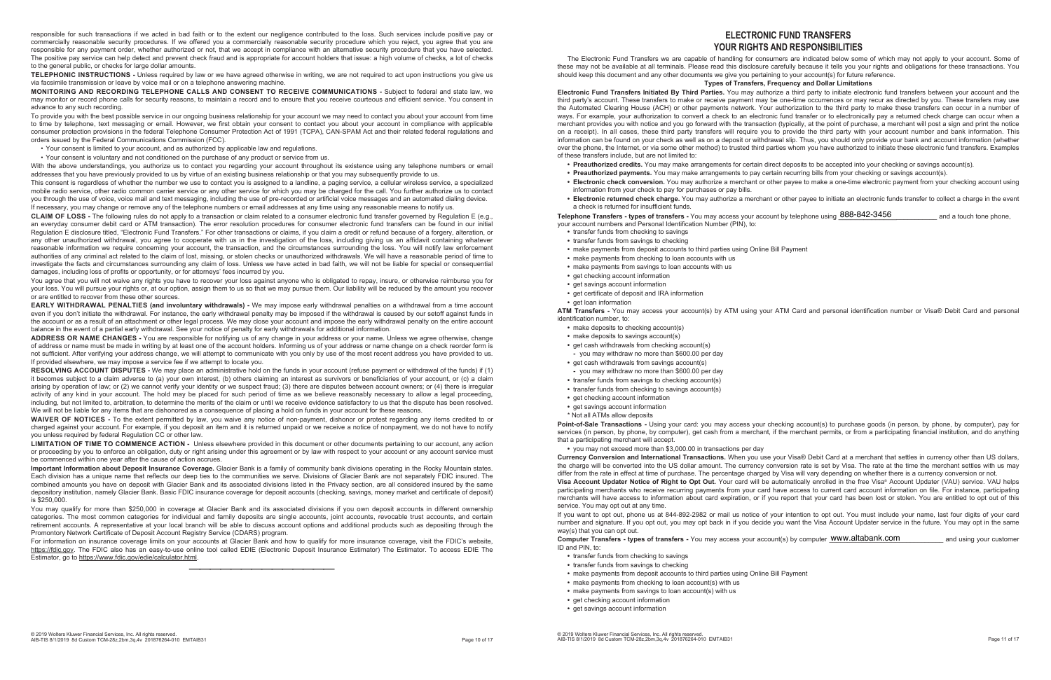responsible for such transactions if we acted in bad faith or to the extent our negligence contributed to the loss. Such services include positive pay or commercially reasonable security procedures. If we offered you a commercially reasonable security procedure which you reject, you agree that you are responsible for any payment order, whether authorized or not, that we accept in compliance with an alternative security procedure that you have selected. The positive pay service can help detect and prevent check fraud and is appropriate for account holders that issue: a high volume of checks, a lot of checks to the general public, or checks for large dollar amounts.

**TELEPHONIC INSTRUCTIONS -** Unless required by law or we have agreed otherwise in writing, we are not required to act upon instructions you give us via facsimile transmission or leave by voice mail or on a telephone answering machine.

**MONITORING AND RECORDING TELEPHONE CALLS AND CONSENT TO RECEIVE COMMUNICATIONS -** Subject to federal and state law, we may monitor or record phone calls for security reasons, to maintain a record and to ensure that you receive courteous and efficient service. You consent in advance to any such recording.

To provide you with the best possible service in our ongoing business relationship for your account we may need to contact you about your account from time to time by telephone, text messaging or email. However, we first obtain your consent to contact you about your account in compliance with applicable consumer protection provisions in the federal Telephone Consumer Protection Act of 1991 (TCPA), CAN-SPAM Act and their related federal regulations and orders issued by the Federal Communications Commission (FCC).

- Your consent is limited to your account, and as authorized by applicable law and regulations.
- Your consent is voluntary and not conditioned on the purchase of any product or service from us.

With the above understandings, you authorize us to contact you regarding your account throughout its existence using any telephone numbers or email addresses that you have previously provided to us by virtue of an existing business relationship or that you may subsequently provide to us.

This consent is regardless of whether the number we use to contact you is assigned to a landline, a paging service, a cellular wireless service, a specialized mobile radio service, other radio common carrier service or any other service for which you may be charged for the call. You further authorize us to contact you through the use of voice, voice mail and text messaging, including the use of pre-recorded or artificial voice messages and an automated dialing device.

If necessary, you may change or remove any of the telephone numbers or email addresses at any time using any reasonable means to notify us.

**CLAIM OF LOSS -** The following rules do not apply to a transaction or claim related to a consumer electronic fund transfer governed by Regulation E (e.g., an everyday consumer debit card or ATM transaction). The error resolution procedures for consumer electronic fund transfers can be found in our initial Regulation E disclosure titled, "Electronic Fund Transfers." For other transactions or claims, if you claim a credit or refund because of a forgery, alteration, or any other unauthorized withdrawal, you agree to cooperate with us in the investigation of the loss, including giving us an affidavit containing whatever reasonable information we require concerning your account, the transaction, and the circumstances surrounding the loss. You will notify law enforcement authorities of any criminal act related to the claim of lost, missing, or stolen checks or unauthorized withdrawals. We will have a reasonable period of time to investigate the facts and circumstances surrounding any claim of loss. Unless we have acted in bad faith, we will not be liable for special or consequential damages, including loss of profits or opportunity, or for attorneys' fees incurred by you.

You agree that you will not waive any rights you have to recover your loss against anyone who is obligated to repay, insure, or otherwise reimburse you for your loss. You will pursue your rights or, at our option, assign them to us so that we may pursue them. Our liability will be reduced by the amount you recover or are entitled to recover from these other sources.

**EARLY WITHDRAWAL PENALTIES (and involuntary withdrawals) -** We may impose early withdrawal penalties on a withdrawal from a time account even if you don't initiate the withdrawal. For instance, the early withdrawal penalty may be imposed if the withdrawal is caused by our setoff against funds in the account or as a result of an attachment or other legal process. We may close your account and impose the early withdrawal penalty on the entire account balance in the event of a partial early withdrawal. See your notice of penalty for early withdrawals for additional information.

**ADDRESS OR NAME CHANGES -** You are responsible for notifying us of any change in your address or your name. Unless we agree otherwise, change of address or name must be made in writing by at least one of the account holders. Informing us of your address or name change on a check reorder form is not sufficient. After verifying your address change, we will attempt to communicate with you only by use of the most recent address you have provided to us. If provided elsewhere, we may impose a service fee if we attempt to locate you.

**RESOLVING ACCOUNT DISPUTES -** We may place an administrative hold on the funds in your account (refuse payment or withdrawal of the funds) if (1) it becomes subject to a claim adverse to (a) your own interest, (b) others claiming an interest as survivors or beneficiaries of your account, or (c) a claim arising by operation of law; or (2) we cannot verify your identity or we suspect fraud; (3) there are disputes between account owners; or (4) there is irregular activity of any kind in your account. The hold may be placed for such period of time as we believe reasonably necessary to allow a legal proceeding, including, but not limited to, arbitration, to determine the merits of the claim or until we receive evidence satisfactory to us that the dispute has been resolved. We will not be liable for any items that are dishonored as a consequence of placing a hold on funds in your account for these reasons.

**WAIVER OF NOTICES -** To the extent permitted by law, you waive any notice of non-payment, dishonor or protest regarding any items credited to or charged against your account. For example, if you deposit an item and it is returned unpaid or we receive a notice of nonpayment, we do not have to notify you unless required by federal Regulation CC or other law.

**LIMITATION OF TIME TO COMMENCE ACTION -** Unless elsewhere provided in this document or other documents pertaining to our account, any action or proceeding by you to enforce an obligation, duty or right arising under this agreement or by law with respect to your account or any account service must be commenced within one year after the cause of action accrues.

**Important Information about Deposit Insurance Coverage.** Glacier Bank is a family of community bank divisions operating in the Rocky Mountain states. Each division has a unique name that reflects our deep ties to the communities we serve. Divisions of Glacier Bank are not separately FDIC insured. The combined amounts you have on deposit with Glacier Bank and its associated divisions listed in the Privacy section, are all considered insured by the same depository institution, namely Glacier Bank. Basic FDIC insurance coverage for deposit accounts (checking, savings, money market and certificate of deposit) is $250,000.

You may qualify for more than $250,000 in coverage at Glacier Bank and its associated divisions if you own deposit accounts in different ownership categories. The most common categories for individual and family deposits are single accounts, joint accounts, revocable trust accounts, and certain retirement accounts. A representative at your local branch will be able to discuss account options and additional products such as depositing through the Promontory Network Certificate of Deposit Account Registry Service (CDARS) program.

For information on insurance coverage limits on your accounts at Glacier Bank and how to qualify for more insurance coverage, visit the FDIC's website, https://fdic.gov. The FDIC also has an easy-to-use online tool called EDIE (Electronic Deposit Insurance Estimator) The Estimator. To access EDIE The Estimator, go to https://www.fdic.gov/edie/calculator.html.

---

# ELECTRONIC FUND TRANSFERS
# YOUR RIGHTS AND RESPONSIBILITIES

The Electronic Fund Transfers we are capable of handling for consumers are indicated below some of which may not apply to your account. Some of these may not be available at all terminals. Please read this disclosure carefully because it tells you your rights and obligations for these transactions. You should keep this document and any other documents we give you pertaining to your account(s) for future reference.

### Types of Transfers, Frequency and Dollar Limitations

**Electronic Fund Transfers Initiated By Third Parties.** You may authorize a third party to initiate electronic fund transfers between your account and the third party's account. These transfers to make or receive payment may be one-time occurrences or may recur as directed by you. These transfers may use the Automated Clearing House (ACH) or other payments network. Your authorization to the third party to make these transfers can occur in a number of ways. For example, your authorization to convert a check to an electronic fund transfer or to electronically pay a returned check charge can occur when a merchant provides you with notice and you go forward with the transaction (typically, at the point of purchase, a merchant will post a sign and print the notice on a receipt). In all cases, these third party transfers will require you to provide the third party with your account number and bank information. This information can be found on your check as well as on a deposit or withdrawal slip. Thus, you should only provide your bank and account information (whether over the phone, the Internet, or via some other method) to trusted third parties whom you have authorized to initiate these electronic fund transfers. Examples of these transfers include, but are not limited to:

- **Preauthorized credits.** You may make arrangements for certain direct deposits to be accepted into your checking or savings account(s).
- **Preauthorized payments.** You may make arrangements to pay certain recurring bills from your checking or savings account(s).
- **Electronic check conversion.** You may authorize a merchant or other payee to make a one-time electronic payment from your checking account using information from your check to pay for purchases or pay bills.
- **Electronic returned check charge.** You may authorize a merchant or other payee to initiate an electronic funds transfer to collect a charge in the event a check is returned for insufficient funds.

**Telephone Transfers - types of transfers -** You may access your account by telephone using 888-842-3456 and a touch tone phone, your account numbers and Personal Identification Number (PIN), to:

- transfer funds from checking to savings
- transfer funds from savings to checking
- make payments from deposit accounts to third parties using Online Bill Payment
- make payments from checking to loan accounts with us
- make payments from savings to loan accounts with us
- get checking account information
- get savings account information
- get certificate of deposit and IRA information
- get loan information

**ATM Transfers -** You may access your account(s) by ATM using your ATM Card and personal identification number or Visa® Debit Card and personal identification number, to:

- make deposits to checking account(s)
- make deposits to savings account(s)
- get cash withdrawals from checking account(s)
  - you may withdraw no more than $600.00 per day
- get cash withdrawals from savings account(s)
  - you may withdraw no more than $600.00 per day
- transfer funds from savings to checking account(s)
- transfer funds from checking to savings account(s)
- get checking account information
- get savings account information

\* Not all ATMs allow deposits

**Point-of-Sale Transactions -** Using your card: you may access your checking account(s) to purchase goods (in person, by phone, by computer), pay for services (in person, by phone, by computer), get cash from a merchant, if the merchant permits, or from a participating financial institution, and do anything that a participating merchant will accept.

- you may not exceed more than $3,000.00 in transactions per day

**Currency Conversion and International Transactions.** When you use your Visa® Debit Card at a merchant that settles in currency other than US dollars, the charge will be converted into the US dollar amount. The currency conversion rate is set by Visa. The rate at the time the merchant settles with us may differ from the rate in effect at time of purchase. The percentage charged by Visa will vary depending on whether there is a currency conversion or not.

**Visa Account Updater Notice of Right to Opt Out.** Your card will be automatically enrolled in the free Visa® Account Updater (VAU) service. VAU helps participating merchants who receive recurring payments from your card have access to current card account information on file. For instance, participating merchants will have access to information about card expiration, or if you report that your card has been lost or stolen. You are entitled to opt out of this service. You may opt out at any time.

If you want to opt out, phone us at 844-892-2982 or mail us notice of your intention to opt out. You must include your name, last four digits of your card number and signature. If you opt out, you may opt back in if you decide you want the Visa Account Updater service in the future. You may opt in the same way(s) that you can opt out.

**Computer Transfers - types of transfers -** You may access your account(s) by computer www.altabank.com and using your customer ID and PIN, to:

- transfer funds from checking to savings
- transfer funds from savings to checking
- make payments from deposit accounts to third parties using Online Bill Payment
- make payments from checking to loan account(s) with us
- make payments from savings to loan account(s) with us
- get checking account information
- get savings account information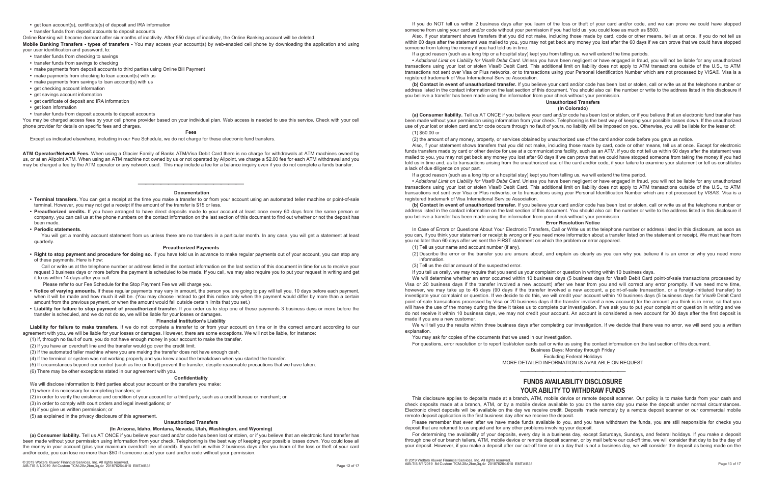- get loan account(s), certificate(s) of deposit and IRA information
- transfer funds from deposit accounts to deposit accounts

Online Banking will become dormant after six months of inactivity. After 550 days of inactivity, the Online Banking account will be deleted.

**Mobile Banking Transfers - types of transfers -** You may access your account(s) by web-enabled cell phone by downloading the application and using your user identification and password, to:

- transfer funds from checking to savings
- transfer funds from savings to checking
- make payments from deposit accounts to third parties using Online Bill Payment
- make payments from checking to loan account(s) with us
- make payments from savings to loan account(s) with us
- get checking account information
- get savings account information
- get certificate of deposit and IRA information
- get loan information
- transfer funds from deposit accounts to deposit accounts

You may be charged access fees by your cell phone provider based on your individual plan. Web access is needed to use this service. Check with your cell phone provider for details on specific fees and charges.

#### Fees

Except as indicated elsewhere, including in our Fee Schedule, we do not charge for these electronic fund transfers.

**ATM Operator/Network Fees.** When using a Glacier Family of Banks ATM/Visa Debit Card there is no charge for withdrawals at ATM machines owned by us, or at an Allpoint ATM. When using an ATM machine not owned by us or not operated by Allpoint, we charge a $2.00 fee for each ATM withdrawal and you may be charged a fee by the ATM operator or any network used. This may include a fee for a balance inquiry even if you do not complete a funds transfer.

---

#### Documentation

- **Terminal transfers.** You can get a receipt at the time you make a transfer to or from your account using an automated teller machine or point-of-sale terminal. However, you may not get a receipt if the amount of the transfer is $15 or less.
- **Preauthorized credits.** If you have arranged to have direct deposits made to your account at least once every 60 days from the same person or company, you can call us at the phone numbers on the contact information on the last section of this document to find out whether or not the deposit has been made.
- **Periodic statements.**

  You will get a monthly account statement from us unless there are no transfers in a particular month. In any case, you will get a statement at least quarterly.

#### Preauthorized Payments

- **Right to stop payment and procedure for doing so.** If you have told us in advance to make regular payments out of your account, you can stop any of these payments. Here is how:

  Call or write us at the telephone number or address listed in the contact information on the last section of this document in time for us to receive your request 3 business days or more before the payment is scheduled to be made. If you call, we may also require you to put your request in writing and get it to us within 14 days after you call.

  Please refer to our Fee Schedule for the Stop Payment Fee we will charge you.

- **Notice of varying amounts.** If these regular payments may vary in amount, the person you are going to pay will tell you, 10 days before each payment, when it will be made and how much it will be. (You may choose instead to get this notice only when the payment would differ by more than a certain amount from the previous payment, or when the amount would fall outside certain limits that you set.)
- **Liability for failure to stop payment of preauthorized transfer.** If you order us to stop one of these payments 3 business days or more before the transfer is scheduled, and we do not do so, we will be liable for your losses or damages.

#### Financial Institution's Liability

**Liability for failure to make transfers.** If we do not complete a transfer to or from your account on time or in the correct amount according to our agreement with you, we will be liable for your losses or damages. However, there are some exceptions. We will not be liable, for instance:

(1) If, through no fault of ours, you do not have enough money in your account to make the transfer.

(2) If you have an overdraft line and the transfer would go over the credit limit.

(3) If the automated teller machine where you are making the transfer does not have enough cash.

(4) If the terminal or system was not working properly and you knew about the breakdown when you started the transfer.

(5) If circumstances beyond our control (such as fire or flood) prevent the transfer, despite reasonable precautions that we have taken.

(6) There may be other exceptions stated in our agreement with you.

#### Confidentiality

We will disclose information to third parties about your account or the transfers you make:

(1) where it is necessary for completing transfers; or

(2) in order to verify the existence and condition of your account for a third party, such as a credit bureau or merchant; or

(3) in order to comply with court orders and legal investigations; or

(4) if you give us written permission; or

(5) as explained in the privacy disclosure of this agreement.

#### Unauthorized Transfers

#### (In Arizona, Idaho, Montana, Nevada, Utah, Washington, and Wyoming)

**(a) Consumer liability.** Tell us AT ONCE if you believe your card and/or code has been lost or stolen, or if you believe that an electronic fund transfer has been made without your permission using information from your check. Telephoning is the best way of keeping your possible losses down. You could lose all the money in your account (plus your maximum overdraft line of credit). If you tell us within 2 business days after you learn of the loss or theft of your card and/or code, you can lose no more than $50 if someone used your card and/or code without your permission.

If you do NOT tell us within 2 business days after you learn of the loss or theft of your card and/or code, and we can prove we could have stopped someone from using your card and/or code without your permission if you had told us, you could lose as much as $500.

Also, if your statement shows transfers that you did not make, including those made by card, code or other means, tell us at once. If you do not tell us within 60 days after the statement was mailed to you, you may not get back any money you lost after the 60 days if we can prove that we could have stopped someone from taking the money if you had told us in time.

If a good reason (such as a long trip or a hospital stay) kept you from telling us, we will extend the time periods.

• *Additional Limit on Liability for Visa® Debit Card.* Unless you have been negligent or have engaged in fraud, you will not be liable for any unauthorized transactions using your lost or stolen Visa® Debit Card. This additional limit on liability does not apply to ATM transactions outside of the U.S., to ATM transactions not sent over Visa or Plus networks, or to transactions using your Personal Identification Number which are not processed by VISA®. Visa is a registered trademark of Visa International Service Association.

**(b) Contact in event of unauthorized transfer.** If you believe your card and/or code has been lost or stolen, call or write us at the telephone number or address listed in the contact information on the last section of this document. You should also call the number or write to the address listed in this disclosure if you believe a transfer has been made using the information from your check without your permission.

#### Unauthorized Transfers

#### (In Colorado)

**(a) Consumer liability.** Tell us AT ONCE if you believe your card and/or code has been lost or stolen, or if you believe that an electronic fund transfer has been made without your permission using information from your check. Telephoning is the best way of keeping your possible losses down. If the unauthorized use of your lost or stolen card and/or code occurs through no fault of yours, no liability will be imposed on you. Otherwise, you will be liable for the lesser of:

(1) $50.00 or

(2) the amount of any money, property, or services obtained by unauthorized use of the card and/or code before you gave us notice.

Also, if your statement shows transfers that you did not make, including those made by card, code or other means, tell us at once. Except for electronic funds transfers made by card or other device for use at a communications facility, such as an ATM, if you do not tell us within 60 days after the statement was mailed to you, you may not get back any money you lost after 60 days if we can prove that we could have stopped someone from taking the money if you had told us in time, and as to transactions arising from the unauthorized use of the card and/or code, if your failure to examine your statement or tell us constitutes a lack of due diligence on your part.

If a good reason (such as a long trip or a hospital stay) kept you from telling us, we will extend the time period.

• *Additional Limit on Liability for Visa® Debit Card.* Unless you have been negligent or have engaged in fraud, you will not be liable for any unauthorized transactions using your lost or stolen Visa® Debit Card. This additional limit on liability does not apply to ATM transactions outside of the U.S., to ATM transactions not sent over Visa or Plus networks, or to transactions using your Personal Identification Number which are not processed by VISA®. Visa is a registered trademark of Visa International Service Association.

**(b) Contact in event of unauthorized transfer.** If you believe your card and/or code has been lost or stolen, call or write us at the telephone number or address listed in the contact information on the last section of this document. You should also call the number or write to the address listed in this disclosure if you believe a transfer has been made using the information from your check without your permission.

#### Error Resolution Notice

In Case of Errors or Questions About Your Electronic Transfers, Call or Write us at the telephone number or address listed in this disclosure, as soon as you can, if you think your statement or receipt is wrong or if you need more information about a transfer listed on the statement or receipt. We must hear from you no later than 60 days after we sent the FIRST statement on which the problem or error appeared.

(1) Tell us your name and account number (if any).

(2) Describe the error or the transfer you are unsure about, and explain as clearly as you can why you believe it is an error or why you need more information.

(3) Tell us the dollar amount of the suspected error.

If you tell us orally, we may require that you send us your complaint or question in writing within 10 business days.

We will determine whether an error occurred within 10 business days (5 business days for Visa® Debit Card point-of-sale transactions processed by Visa or 20 business days if the transfer involved a new account) after we hear from you and will correct any error promptly. If we need more time, however, we may take up to 45 days (90 days if the transfer involved a new account, a point-of-sale transaction, or a foreign-initiated transfer) to investigate your complaint or question. If we decide to do this, we will credit your account within 10 business days (5 business days for Visa® Debit Card point-of-sale transactions processed by Visa or 20 business days if the transfer involved a new account) for the amount you think is in error, so that you will have the use of the money during the time it takes us to complete our investigation. If we ask you to put your complaint or question in writing and we do not receive it within 10 business days, we may not credit your account. An account is considered a new account for 30 days after the first deposit is made if you are a new customer.

We will tell you the results within three business days after completing our investigation. If we decide that there was no error, we will send you a written explanation.

You may ask for copies of the documents that we used in our investigation.

For questions, error resolution or to report lost/stolen cards call or write us using the contact information on the last section of this document.

Business Days: Monday through Friday

Excluding Federal Holidays

MORE DETAILED INFORMATION IS AVAILABLE ON REQUEST

---

## FUNDS AVAILABILITY DISCLOSURE
## YOUR ABILITY TO WITHDRAW FUNDS

This disclosure applies to deposits made at a branch, ATM, mobile device or remote deposit scanner. Our policy is to make funds from your cash and check deposits made at a branch, ATM, or by a mobile device available to you on the same day you make the deposit under normal circumstances. Electronic direct deposits will be available on the day we receive credit. Deposits made remotely by a remote deposit scanner or our commercial mobile remote deposit application is the first business day after we receive the deposit.

Please remember that even after we have made funds available to you, and you have withdrawn the funds, you are still responsible for checks you deposit that are returned to us unpaid and for any other problems involving your deposit.

For determining the availability of your deposits, every day is a business day, except Saturdays, Sundays, and federal holidays. If you make a deposit through one of our branch tellers, ATM, mobile device or remote deposit scanner, or by mail before our cut-off time, we will consider that day to be the day of your deposit. However, if you make a deposit after our cut-off time or on a day that is not a business day, we will consider the deposit as being made on the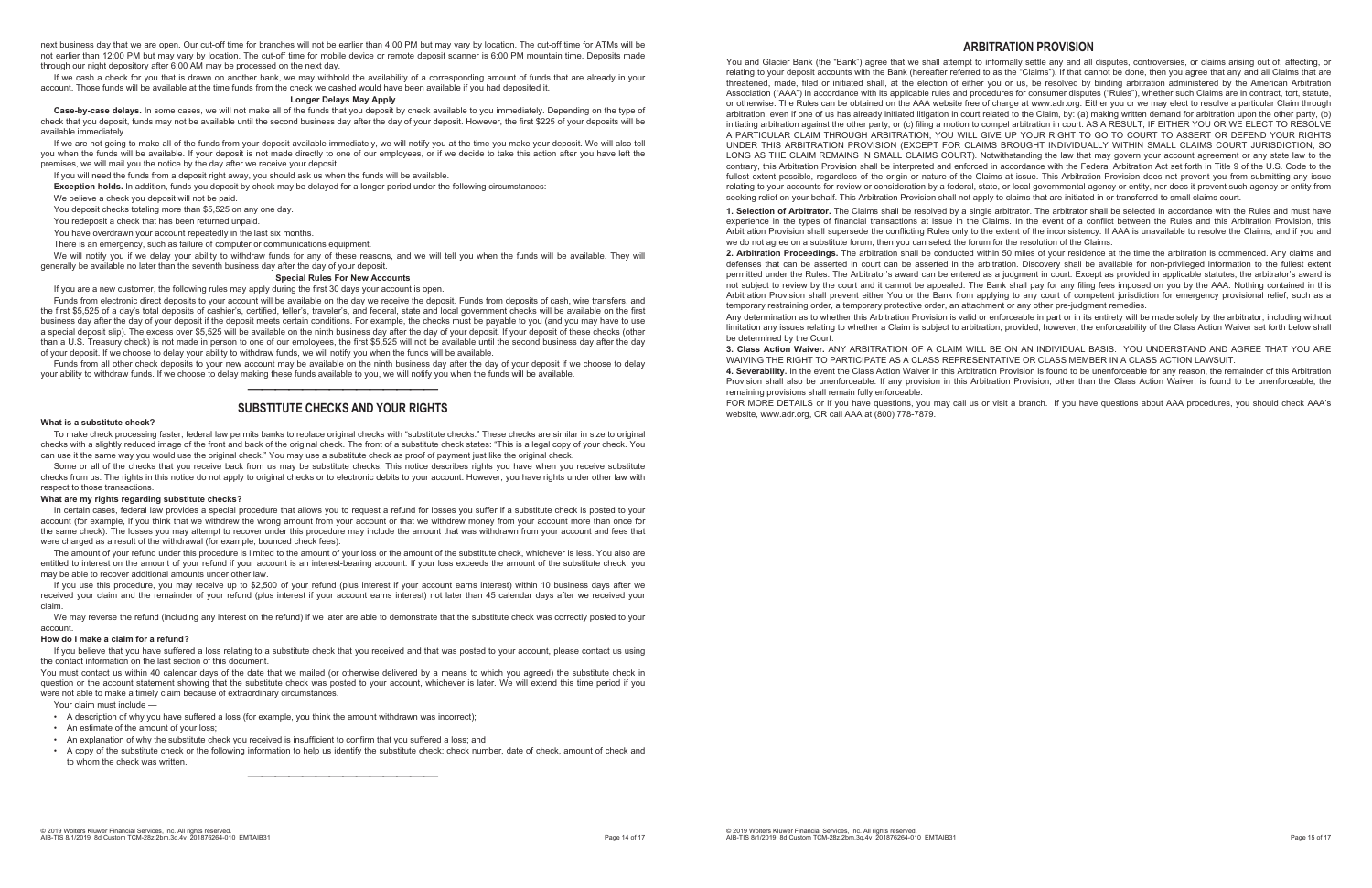next business day that we are open. Our cut-off time for branches will not be earlier than 4:00 PM but may vary by location. The cut-off time for ATMs will be not earlier than 12:00 PM but may vary by location. The cut-off time for mobile device or remote deposit scanner is 6:00 PM mountain time. Deposits made through our night depository after 6:00 AM may be processed on the next day.

If we cash a check for you that is drawn on another bank, we may withhold the availability of a corresponding amount of funds that are already in your account. Those funds will be available at the time funds from the check we cashed would have been available if you had deposited it.

#### Longer Delays May Apply

**Case-by-case delays.** In some cases, we will not make all of the funds that you deposit by check available to you immediately. Depending on the type of check that you deposit, funds may not be available until the second business day after the day of your deposit. However, the first $225 of your deposits will be available immediately.

If we are not going to make all of the funds from your deposit available immediately, we will notify you at the time you make your deposit. We will also tell you when the funds will be available. If your deposit is not made directly to one of our employees, or if we decide to take this action after you have left the premises, we will mail you the notice by the day after we receive your deposit.

If you will need the funds from a deposit right away, you should ask us when the funds will be available.

**Exception holds.** In addition, funds you deposit by check may be delayed for a longer period under the following circumstances:

We believe a check you deposit will not be paid.

You deposit checks totaling more than $5,525 on any one day.

You redeposit a check that has been returned unpaid.

You have overdrawn your account repeatedly in the last six months.

There is an emergency, such as failure of computer or communications equipment.

We will notify you if we delay your ability to withdraw funds for any of these reasons, and we will tell you when the funds will be available. They will generally be available no later than the seventh business day after the day of your deposit.

#### Special Rules For New Accounts

If you are a new customer, the following rules may apply during the first 30 days your account is open.

Funds from electronic direct deposits to your account will be available on the day we receive the deposit. Funds from deposits of cash, wire transfers, and the first $5,525 of a day's total deposits of cashier's, certified, teller's, traveler's, and federal, state and local government checks will be available on the first business day after the day of your deposit if the deposit meets certain conditions. For example, the checks must be payable to you (and you may have to use a special deposit slip). The excess over $5,525 will be available on the ninth business day after the day of your deposit. If your deposit of these checks (other than a U.S. Treasury check) is not made in person to one of our employees, the first $5,525 will not be available until the second business day after the day of your deposit. If we choose to delay your ability to withdraw funds, we will notify you when the funds will be available.

Funds from all other check deposits to your new account may be available on the ninth business day after the day of your deposit if we choose to delay your ability to withdraw funds. If we choose to delay making these funds available to you, we will notify you when the funds will be available.

## SUBSTITUTE CHECKS AND YOUR RIGHTS

**What is a substitute check?**

To make check processing faster, federal law permits banks to replace original checks with "substitute checks." These checks are similar in size to original checks with a slightly reduced image of the front and back of the original check. The front of a substitute check states: "This is a legal copy of your check. You can use it the same way you would use the original check." You may use a substitute check as proof of payment just like the original check.

Some or all of the checks that you receive back from us may be substitute checks. This notice describes rights you have when you receive substitute checks from us. The rights in this notice do not apply to original checks or to electronic debits to your account. However, you have rights under other law with respect to those transactions.

**What are my rights regarding substitute checks?**

In certain cases, federal law provides a special procedure that allows you to request a refund for losses you suffer if a substitute check is posted to your account (for example, if you think that we withdrew the wrong amount from your account or that we withdrew money from your account more than once for the same check). The losses you may attempt to recover under this procedure may include the amount that was withdrawn from your account and fees that were charged as a result of the withdrawal (for example, bounced check fees).

The amount of your refund under this procedure is limited to the amount of your loss or the amount of the substitute check, whichever is less. You also are entitled to interest on the amount of your refund if your account is an interest-bearing account. If your loss exceeds the amount of the substitute check, you may be able to recover additional amounts under other law.

If you use this procedure, you may receive up to $2,500 of your refund (plus interest if your account earns interest) within 10 business days after we received your claim and the remainder of your refund (plus interest if your account earns interest) not later than 45 calendar days after we received your claim.

We may reverse the refund (including any interest on the refund) if we later are able to demonstrate that the substitute check was correctly posted to your account.

**How do I make a claim for a refund?**

If you believe that you have suffered a loss relating to a substitute check that you received and that was posted to your account, please contact us using the contact information on the last section of this document.

You must contact us within 40 calendar days of the date that we mailed (or otherwise delivered by a means to which you agreed) the substitute check in question or the account statement showing that the substitute check was posted to your account, whichever is later. We will extend this time period if you were not able to make a timely claim because of extraordinary circumstances.

Your claim must include —

- A description of why you have suffered a loss (for example, you think the amount withdrawn was incorrect);
- An estimate of the amount of your loss;
- An explanation of why the substitute check you received is insufficient to confirm that you suffered a loss; and
- A copy of the substitute check or the following information to help us identify the substitute check: check number, date of check, amount of check and to whom the check was written.

## ARBITRATION PROVISION

You and Glacier Bank (the "Bank") agree that we shall attempt to informally settle any and all disputes, controversies, or claims arising out of, affecting, or relating to your deposit accounts with the Bank (hereafter referred to as the "Claims"). If that cannot be done, then you agree that any and all Claims that are threatened, made, filed or initiated shall, at the election of either you or us, be resolved by binding arbitration administered by the American Arbitration Association ("AAA") in accordance with its applicable rules and procedures for consumer disputes ("Rules"), whether such Claims are in contract, tort, statute, or otherwise. The Rules can be obtained on the AAA website free of charge at www.adr.org. Either you or we may elect to resolve a particular Claim through arbitration, even if one of us has already initiated litigation in court related to the Claim, by: (a) making written demand for arbitration upon the other party, (b) initiating arbitration against the other party, or (c) filing a motion to compel arbitration in court. AS A RESULT, IF EITHER YOU OR WE ELECT TO RESOLVE A PARTICULAR CLAIM THROUGH ARBITRATION, YOU WILL GIVE UP YOUR RIGHT TO GO TO COURT TO ASSERT OR DEFEND YOUR RIGHTS UNDER THIS ARBITRATION PROVISION (EXCEPT FOR CLAIMS BROUGHT INDIVIDUALLY WITHIN SMALL CLAIMS COURT JURISDICTION, SO LONG AS THE CLAIM REMAINS IN SMALL CLAIMS COURT). Notwithstanding the law that may govern your account agreement or any state law to the contrary, this Arbitration Provision shall be interpreted and enforced in accordance with the Federal Arbitration Act set forth in Title 9 of the U.S. Code to the fullest extent possible, regardless of the origin or nature of the Claims at issue. This Arbitration Provision does not prevent you from submitting any issue relating to your accounts for review or consideration by a federal, state, or local governmental agency or entity, nor does it prevent such agency or entity from seeking relief on your behalf. This Arbitration Provision shall not apply to claims that are initiated in or transferred to small claims court.

**1. Selection of Arbitrator.** The Claims shall be resolved by a single arbitrator. The arbitrator shall be selected in accordance with the Rules and must have experience in the types of financial transactions at issue in the Claims. In the event of a conflict between the Rules and this Arbitration Provision, this Arbitration Provision shall supersede the conflicting Rules only to the extent of the inconsistency. If AAA is unavailable to resolve the Claims, and if you and we do not agree on a substitute forum, then you can select the forum for the resolution of the Claims.

**2. Arbitration Proceedings.** The arbitration shall be conducted within 50 miles of your residence at the time the arbitration is commenced. Any claims and defenses that can be asserted in court can be asserted in the arbitration. Discovery shall be available for non-privileged information to the fullest extent permitted under the Rules. The Arbitrator's award can be entered as a judgment in court. Except as provided in applicable statutes, the arbitrator's award is not subject to review by the court and it cannot be appealed. The Bank shall pay for any filing fees imposed on you by the AAA. Nothing contained in this Arbitration Provision shall prevent either You or the Bank from applying to any court of competent jurisdiction for emergency provisional relief, such as a temporary restraining order, a temporary protective order, an attachment or any other pre-judgment remedies.

Any determination as to whether this Arbitration Provision is valid or enforceable in part or in its entirety will be made solely by the arbitrator, including without limitation any issues relating to whether a Claim is subject to arbitration; provided, however, the enforceability of the Class Action Waiver set forth below shall be determined by the Court.

**3. Class Action Waiver.** ANY ARBITRATION OF A CLAIM WILL BE ON AN INDIVIDUAL BASIS. YOU UNDERSTAND AND AGREE THAT YOU ARE WAIVING THE RIGHT TO PARTICIPATE AS A CLASS REPRESENTATIVE OR CLASS MEMBER IN A CLASS ACTION LAWSUIT.

**4. Severability.** In the event the Class Action Waiver in this Arbitration Provision is found to be unenforceable for any reason, the remainder of this Arbitration Provision shall also be unenforceable. If any provision in this Arbitration Provision, other than the Class Action Waiver, is found to be unenforceable, the remaining provisions shall remain fully enforceable.

FOR MORE DETAILS or if you have questions, you may call us or visit a branch. If you have questions about AAA procedures, you should check AAA's website, www.adr.org, OR call AAA at (800) 778-7879.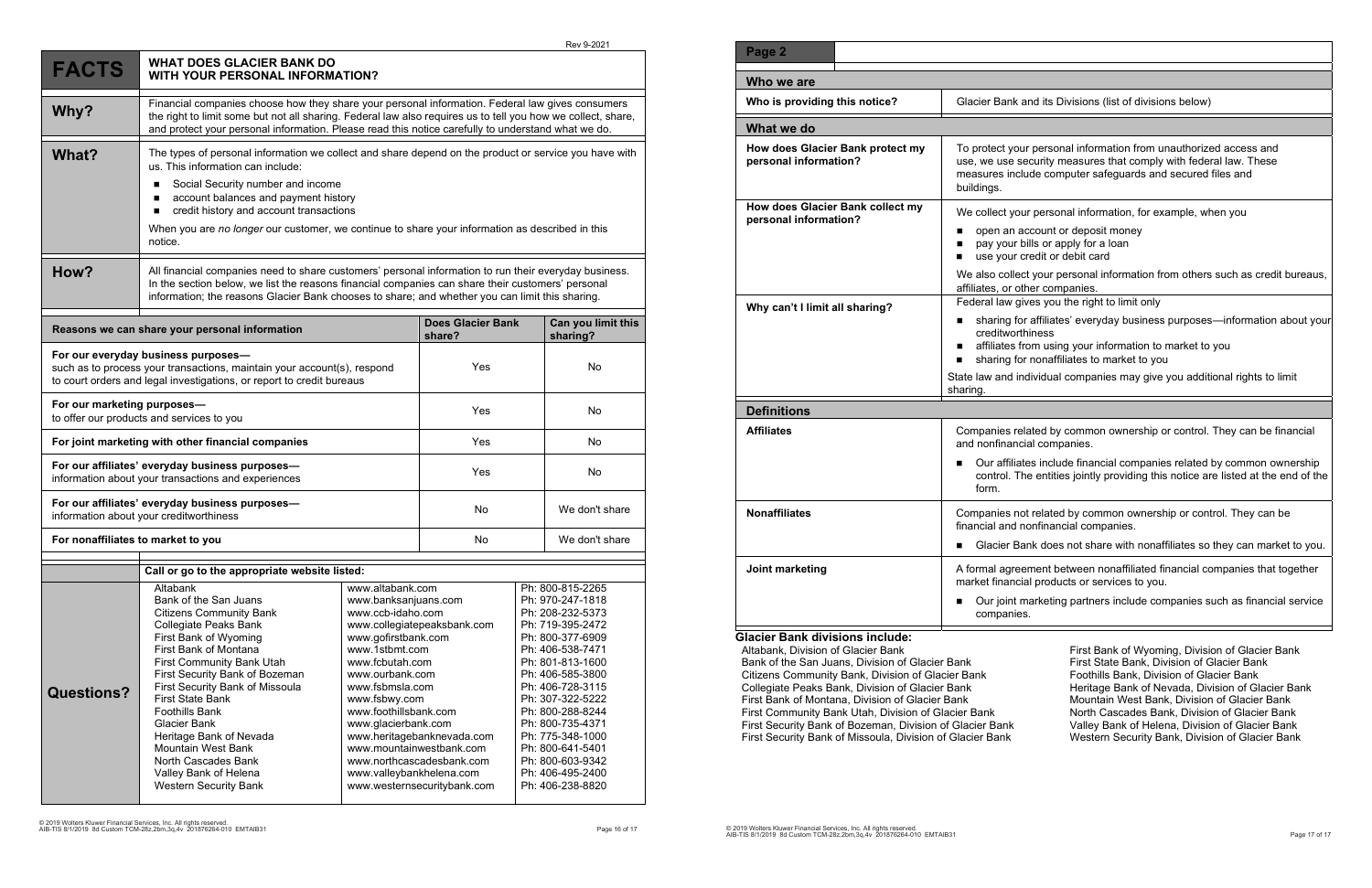Rev 9-2021

| FACTS | WHAT DOES GLACIER BANK DO WITH YOUR PERSONAL INFORMATION? |
|---|---|
| **Why?** | Financial companies choose how they share your personal information. Federal law gives consumers the right to limit some but not all sharing. Federal law also requires us to tell you how we collect, share, and protect your personal information. Please read this notice carefully to understand what we do. |
| **What?** | The types of personal information we collect and share depend on the product or service you have with us. This information can include:<br>■ Social Security number and income<br>■ account balances and payment history<br>■ credit history and account transactions<br>When you are *no longer* our customer, we continue to share your information as described in this notice. |
| **How?** | All financial companies need to share customers' personal information to run their everyday business. In the section below, we list the reasons financial companies can share their customers' personal information; the reasons Glacier Bank chooses to share; and whether you can limit this sharing. |

| Reasons we can share your personal information | Does Glacier Bank share? | Can you limit this sharing? |
|---|---|---|
| **For our everyday business purposes—** such as to process your transactions, maintain your account(s), respond to court orders and legal investigations, or report to credit bureaus | Yes | No |
| **For our marketing purposes—** to offer our products and services to you | Yes | No |
| **For joint marketing with other financial companies** | Yes | No |
| **For our affiliates' everyday business purposes—** information about your transactions and experiences | Yes | No |
| **For our affiliates' everyday business purposes—** information about your creditworthiness | No | We don't share |
| **For nonaffiliates to market to you** | No | We don't share |

**Questions?** Call or go to the appropriate website listed:

| Bank | Website | Phone |
|---|---|---|
| Altabank | www.altabank.com | Ph: 800-815-2265 |
| Bank of the San Juans | www.banksanjuans.com | Ph: 970-247-1818 |
| Citizens Community Bank | www.ccb-idaho.com | Ph: 208-232-5373 |
| Collegiate Peaks Bank | www.collegiatepeaksbank.com | Ph: 719-395-2472 |
| First Bank of Wyoming | www.gofirstbank.com | Ph: 800-377-6909 |
| First Bank of Montana | www.1stbmt.com | Ph: 406-538-7471 |
| First Community Bank Utah | www.fcbutah.com | Ph: 801-813-1600 |
| First Security Bank of Bozeman | www.ourbank.com | Ph: 406-585-3800 |
| First Security Bank of Missoula | www.fsbmsla.com | Ph: 406-728-3115 |
| First State Bank | www.fsbwy.com | Ph: 307-322-5222 |
| Foothills Bank | www.foothillsbank.com | Ph: 800-288-8244 |
| Glacier Bank | www.glacierbank.com | Ph: 800-735-4371 |
| Heritage Bank of Nevada | www.heritagebanknevada.com | Ph: 775-348-1000 |
| Mountain West Bank | www.mountainwestbank.com | Ph: 800-641-5401 |
| North Cascades Bank | www.northcascadesbank.com | Ph: 800-603-9342 |
| Valley Bank of Helena | www.valleybankhelena.com | Ph: 406-495-2400 |
| Western Security Bank | www.westernsecuritybank.com | Ph: 406-238-8820 |

© 2019 Wolters Kluwer Financial Services, Inc. All rights reserved.
AIB-TIS 8/1/2019 8d Custom TCM-28z,2bm,3q,4v 201876264-010 EMTAIB31

## Page 2

| **Who we are** | |
|---|---|
| **Who is providing this notice?** | Glacier Bank and its Divisions (list of divisions below) |
| **What we do** | |
| **How does Glacier Bank protect my personal information?** | To protect your personal information from unauthorized access and use, we use security measures that comply with federal law. These measures include computer safeguards and secured files and buildings. |
| **How does Glacier Bank collect my personal information?** | We collect your personal information, for example, when you<br>■ open an account or deposit money<br>■ pay your bills or apply for a loan<br>■ use your credit or debit card<br>We also collect your personal information from others such as credit bureaus, affiliates, or other companies. |
| **Why can't I limit all sharing?** | Federal law gives you the right to limit only<br>■ sharing for affiliates' everyday business purposes—information about your creditworthiness<br>■ affiliates from using your information to market to you<br>■ sharing for nonaffiliates to market to you<br>State law and individual companies may give you additional rights to limit sharing. |
| **Definitions** | |
| **Affiliates** | Companies related by common ownership or control. They can be financial and nonfinancial companies.<br>■ Our affiliates include financial companies related by common ownership control. The entities jointly providing this notice are listed at the end of the form. |
| **Nonaffiliates** | Companies not related by common ownership or control. They can be financial and nonfinancial companies.<br>■ Glacier Bank does not share with nonaffiliates so they can market to you. |
| **Joint marketing** | A formal agreement between nonaffiliated financial companies that together market financial products or services to you.<br>■ Our joint marketing partners include companies such as financial service companies. |

**Glacier Bank divisions include:**

Altabank, Division of Glacier Bank
Bank of the San Juans, Division of Glacier Bank
Citizens Community Bank, Division of Glacier Bank
Collegiate Peaks Bank, Division of Glacier Bank
First Bank of Montana, Division of Glacier Bank
First Community Bank Utah, Division of Glacier Bank
First Security Bank of Bozeman, Division of Glacier Bank
First Security Bank of Missoula, Division of Glacier Bank
First Bank of Wyoming, Division of Glacier Bank
First State Bank, Division of Glacier Bank
Foothills Bank, Division of Glacier Bank
Heritage Bank of Nevada, Division of Glacier Bank
Mountain West Bank, Division of Glacier Bank
North Cascades Bank, Division of Glacier Bank
Valley Bank of Helena, Division of Glacier Bank
Western Security Bank, Division of Glacier Bank

© 2019 Wolters Kluwer Financial Services, Inc. All rights reserved.
AIB-TIS 8/1/2019 8d Custom TCM-28z,2bm,3q,4v 201876264-010 EMTAIB31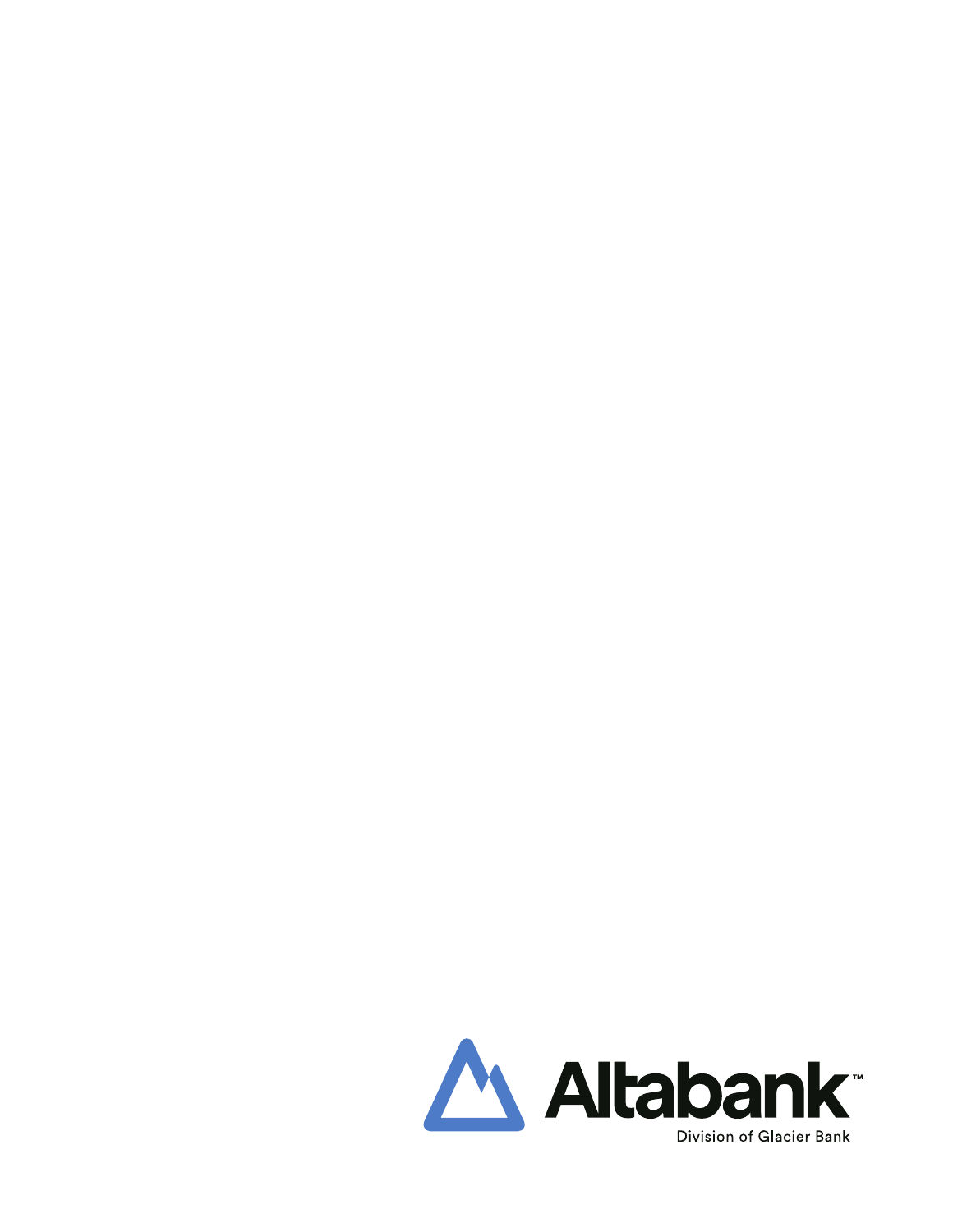Altabank™

Division of Glacier Bank